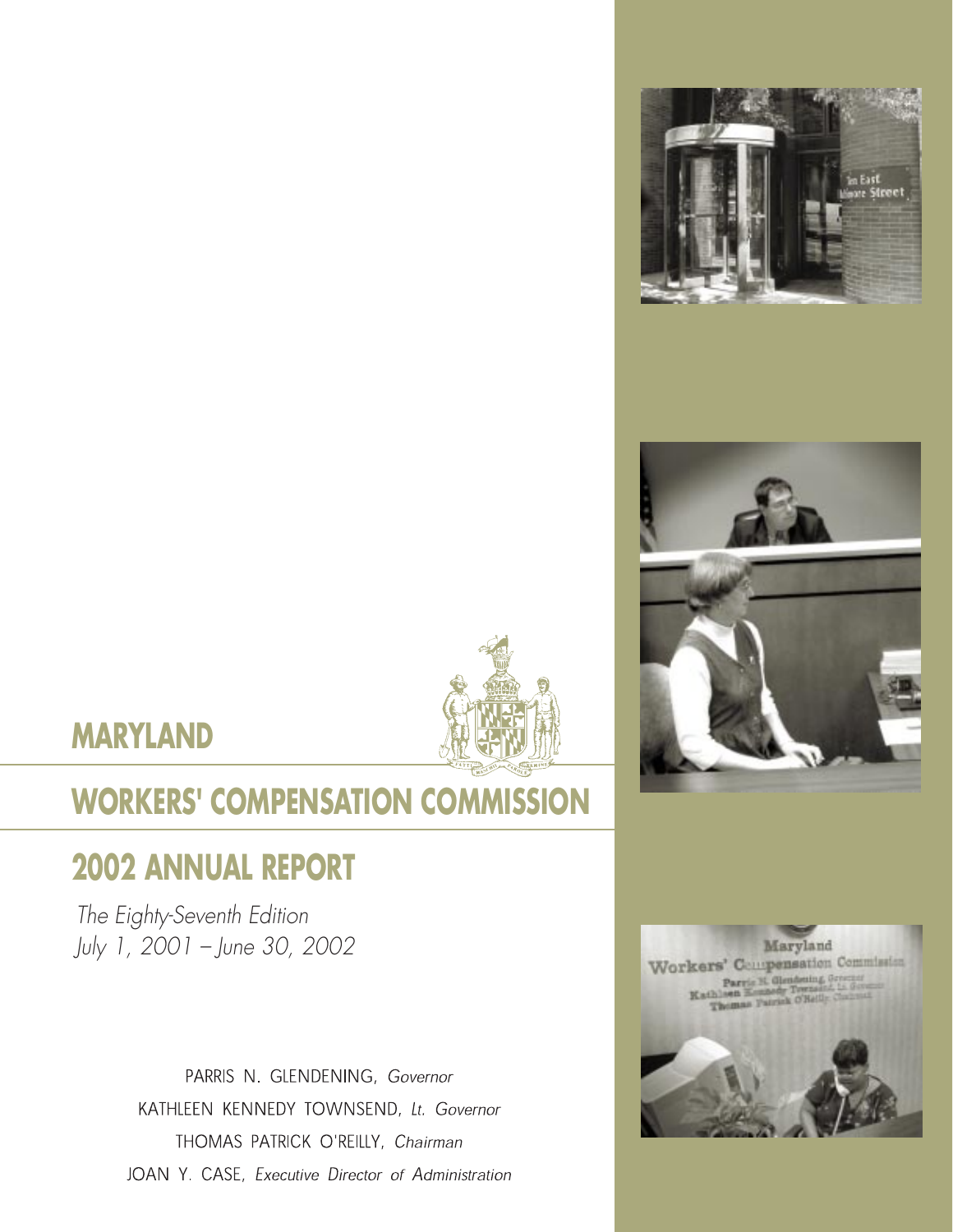# MARYLAND

# WORKERS' COMPENSATION COMMISSION

## 2002 ANNUAL REPORT

*The Eighty-Seventh Edition*
*July 1, 2001 – June 30, 2002*

PARRIS N. GLENDENING, *Governor*
KATHLEEN KENNEDY TOWNSEND, *Lt. Governor*
THOMAS PATRICK O'REILLY, *Chairman*
JOAN Y. CASE, *Executive Director of Administration*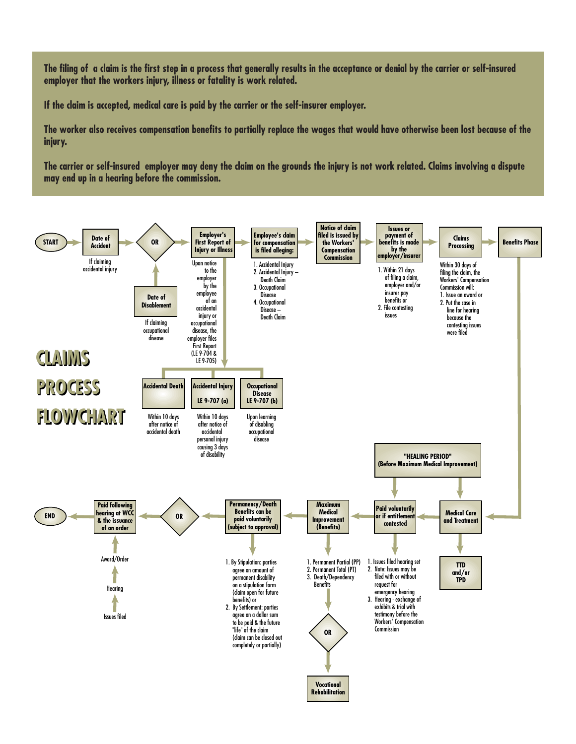The filing of a claim is the first step in a process that generally results in the acceptance or denial by the carrier or self-insured employer that the workers injury, illness or fatality is work related.

If the claim is accepted, medical care is paid by the carrier or the self-insurer employer.

The worker also receives compensation benefits to partially replace the wages that would have otherwise been lost because of the injury.

The carrier or self-insured employer may deny the claim on the grounds the injury is not work related. Claims involving a dispute may end up in a hearing before the commission.

# CLAIMS PROCESS FLOWCHART

**START** → **Date of Accident** (If claiming accidental injury) → **OR** ← **Date of Disablement** (If claiming occupational disease)

**OR** → **Employer's First Report of Injury or Illness**

Upon notice to the employer by the employee of an accidental injury or occupational disease, the employer files First Report (LE 9-704 & LE 9-705)

- **Accidental Death** — Within 10 days after notice of accidental death
- **Accidental Injury LE 9-707 (a)** — Within 10 days after notice of accidental personal injury causing 3 days of disability
- **Occupational Disease LE 9-707 (b)** — Upon learning of disabling occupational disease

→ **Employee's claim for compensation is filed alleging:**

1. Accidental Injury
2. Accidental Injury – Death Claim
3. Occupational Disease
4. Occupational Disease – Death Claim

→ **Notice of claim filed is issued by the Workers' Compensation Commission**

→ **Issues or payment of benefits is made by the employer/insurer**

1. Within 21 days of filing a claim, employer and/or insurer pay benefits or
2. File contesting issues

→ **Claims Processing**

Within 30 days of filing the claim, the Workers' Compensation Commission will:

1. Issue an award or
2. Put the case in line for hearing because the contesting issues were filed

→ **Benefits Phase**

→ **Medical Care and Treatment** → **TTD and/or TPD**

**"HEALING PERIOD" (Before Maximum Medical Improvement)**

→ **Paid voluntarily or if entitlement contested**

1. Issues filed hearing set
2. Note: Issues may be filed with or without request for emergency hearing
3. Hearing - exchange of exhibits & trial with testimony before the Workers' Compensation Commission

→ **Maximum Medical Improvement (Benefits)**

1. Permanent Partial (PP)
2. Permanent Total (PT)
3. Death/Dependency Benefits

→ **OR** → **Vocational Rehabilitation**

→ **Permanency/Death Benefits can be paid voluntarily (subject to approval)**

1. By Stipulation: parties agree on amount of permanent disability on a stipulation form (claim open for future benefits) or
2. By Settlement: parties agree on a dollar sum to be paid & the future "life" of the claim (claim can be closed out completely or partially)

→ **OR** → **Paid following hearing at WCC & the issuance of an order**

Issues filed → Hearing → Award/Order

→ **END**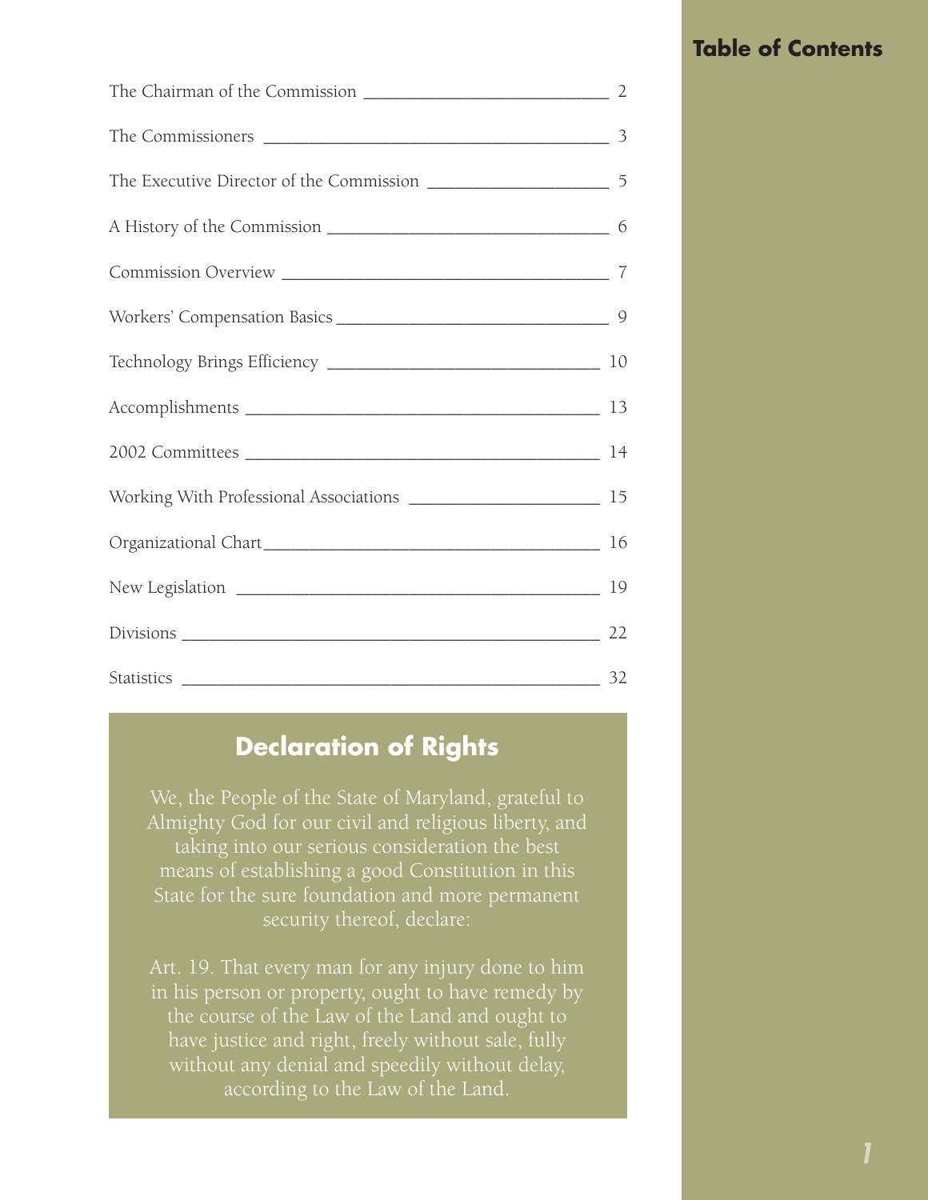# Table of Contents

| | |
|---|---|
| The Chairman of the Commission | 2 |
| The Commissioners | 3 |
| The Executive Director of the Commission | 5 |
| A History of the Commission | 6 |
| Commission Overview | 7 |
| Workers' Compensation Basics | 9 |
| Technology Brings Efficiency | 10 |
| Accomplishments | 13 |
| 2002 Committees | 14 |
| Working With Professional Associations | 15 |
| Organizational Chart | 16 |
| New Legislation | 19 |
| Divisions | 22 |
| Statistics | 32 |

## Declaration of Rights

We, the People of the State of Maryland, grateful to Almighty God for our civil and religious liberty, and taking into our serious consideration the best means of establishing a good Constitution in this State for the sure foundation and more permanent security thereof, declare:

Art. 19. That every man for any injury done to him in his person or property, ought to have remedy by the course of the Law of the Land and ought to have justice and right, freely without sale, fully without any denial and speedily without delay, according to the Law of the Land.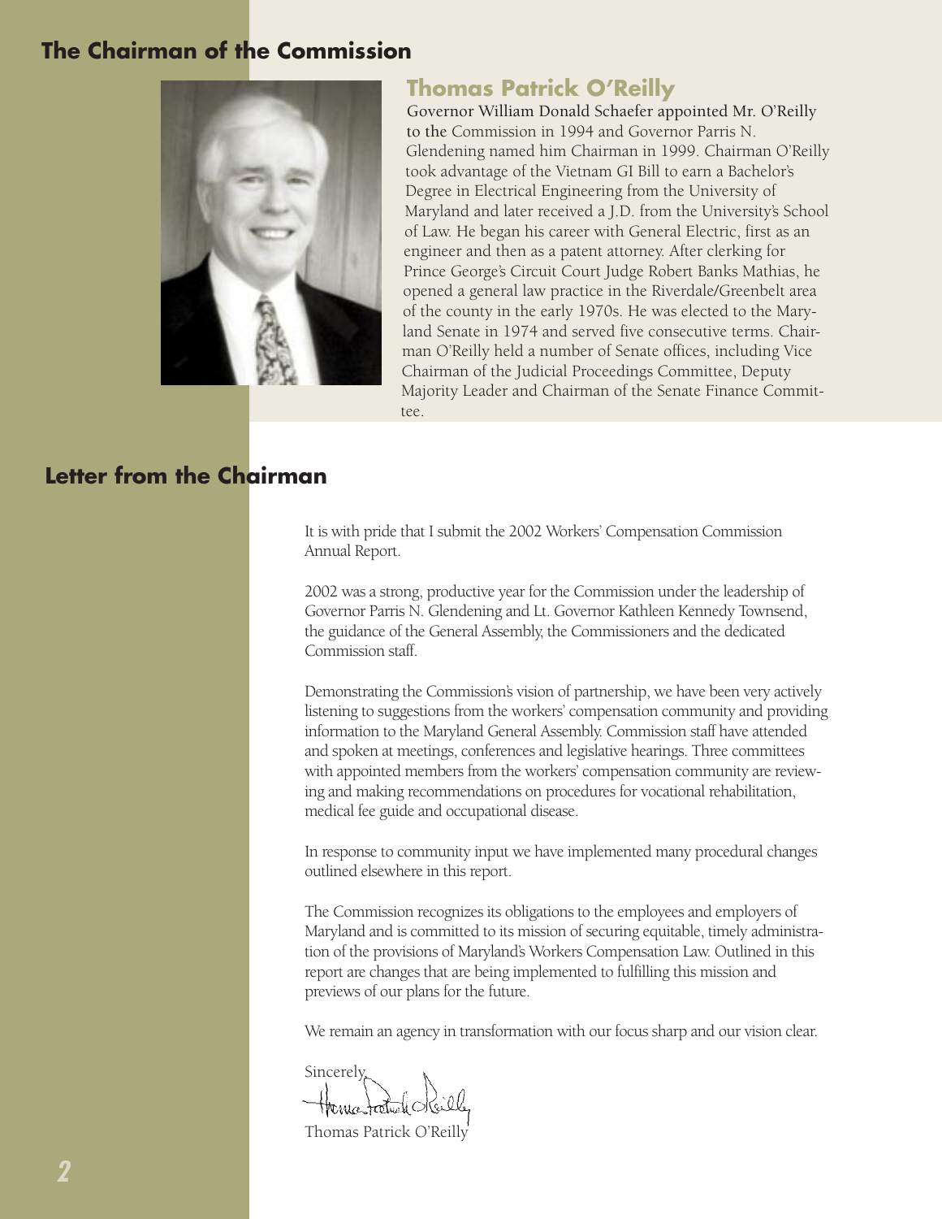## The Chairman of the Commission

### Thomas Patrick O'Reilly

Governor William Donald Schaefer appointed Mr. O'Reilly to the Commission in 1994 and Governor Parris N. Glendening named him Chairman in 1999. Chairman O'Reilly took advantage of the Vietnam GI Bill to earn a Bachelor's Degree in Electrical Engineering from the University of Maryland and later received a J.D. from the University's School of Law. He began his career with General Electric, first as an engineer and then as a patent attorney. After clerking for Prince George's Circuit Court Judge Robert Banks Mathias, he opened a general law practice in the Riverdale/Greenbelt area of the county in the early 1970s. He was elected to the Maryland Senate in 1974 and served five consecutive terms. Chairman O'Reilly held a number of Senate offices, including Vice Chairman of the Judicial Proceedings Committee, Deputy Majority Leader and Chairman of the Senate Finance Committee.

## Letter from the Chairman

It is with pride that I submit the 2002 Workers' Compensation Commission Annual Report.

2002 was a strong, productive year for the Commission under the leadership of Governor Parris N. Glendening and Lt. Governor Kathleen Kennedy Townsend, the guidance of the General Assembly, the Commissioners and the dedicated Commission staff.

Demonstrating the Commission's vision of partnership, we have been very actively listening to suggestions from the workers' compensation community and providing information to the Maryland General Assembly. Commission staff have attended and spoken at meetings, conferences and legislative hearings. Three committees with appointed members from the workers' compensation community are reviewing and making recommendations on procedures for vocational rehabilitation, medical fee guide and occupational disease.

In response to community input we have implemented many procedural changes outlined elsewhere in this report.

The Commission recognizes its obligations to the employees and employers of Maryland and is committed to its mission of securing equitable, timely administration of the provisions of Maryland's Workers Compensation Law. Outlined in this report are changes that are being implemented to fulfilling this mission and previews of our plans for the future.

We remain an agency in transformation with our focus sharp and our vision clear.

Sincerely,

Thomas Patrick O'Reilly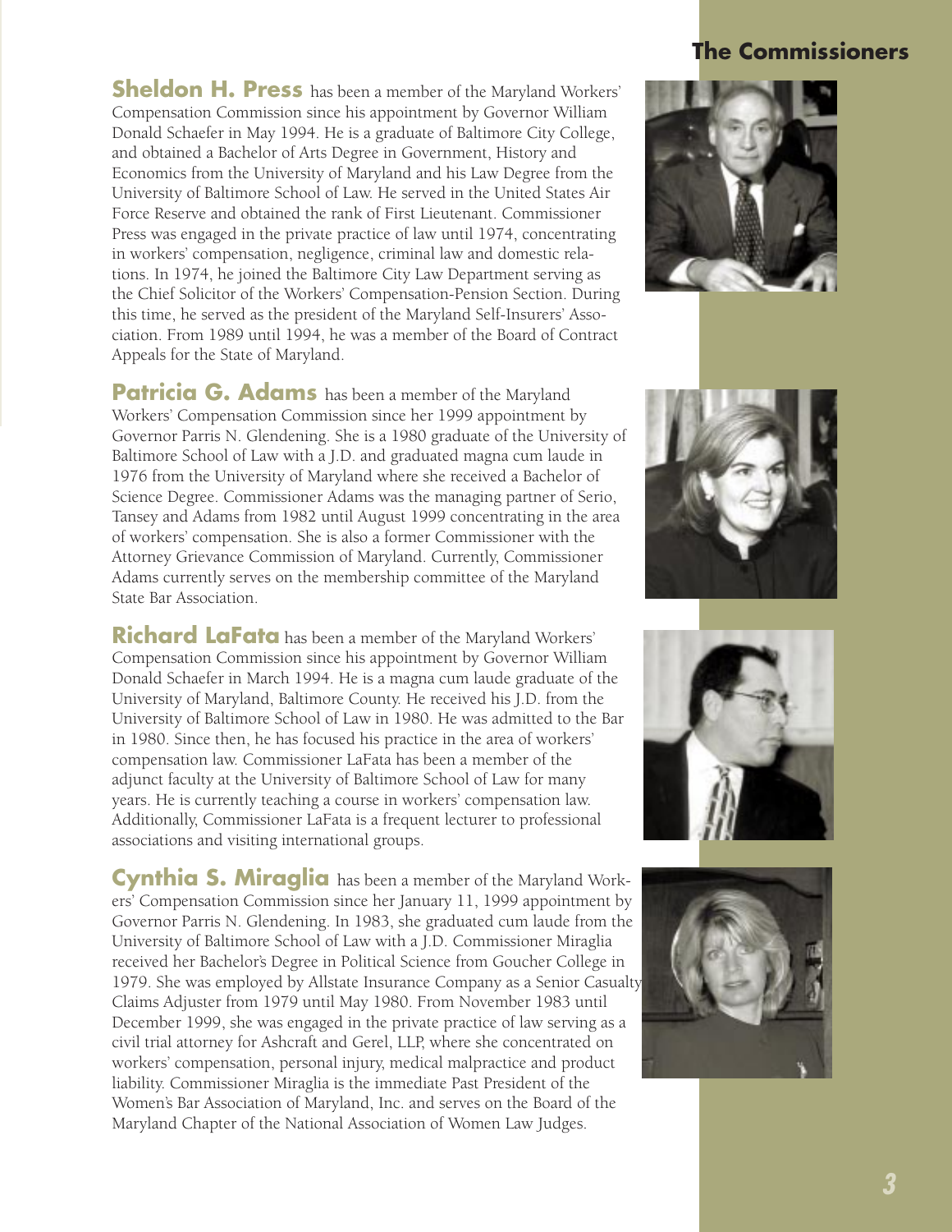## The Commissioners

**Sheldon H. Press** has been a member of the Maryland Workers' Compensation Commission since his appointment by Governor William Donald Schaefer in May 1994. He is a graduate of Baltimore City College, and obtained a Bachelor of Arts Degree in Government, History and Economics from the University of Maryland and his Law Degree from the University of Baltimore School of Law. He served in the United States Air Force Reserve and obtained the rank of First Lieutenant. Commissioner Press was engaged in the private practice of law until 1974, concentrating in workers' compensation, negligence, criminal law and domestic relations. In 1974, he joined the Baltimore City Law Department serving as the Chief Solicitor of the Workers' Compensation-Pension Section. During this time, he served as the president of the Maryland Self-Insurers' Association. From 1989 until 1994, he was a member of the Board of Contract Appeals for the State of Maryland.

**Patricia G. Adams** has been a member of the Maryland Workers' Compensation Commission since her 1999 appointment by Governor Parris N. Glendening. She is a 1980 graduate of the University of Baltimore School of Law with a J.D. and graduated magna cum laude in 1976 from the University of Maryland where she received a Bachelor of Science Degree. Commissioner Adams was the managing partner of Serio, Tansey and Adams from 1982 until August 1999 concentrating in the area of workers' compensation. She is also a former Commissioner with the Attorney Grievance Commission of Maryland. Currently, Commissioner Adams currently serves on the membership committee of the Maryland State Bar Association.

**Richard LaFata** has been a member of the Maryland Workers' Compensation Commission since his appointment by Governor William Donald Schaefer in March 1994. He is a magna cum laude graduate of the University of Maryland, Baltimore County. He received his J.D. from the University of Baltimore School of Law in 1980. He was admitted to the Bar in 1980. Since then, he has focused his practice in the area of workers' compensation law. Commissioner LaFata has been a member of the adjunct faculty at the University of Baltimore School of Law for many years. He is currently teaching a course in workers' compensation law. Additionally, Commissioner LaFata is a frequent lecturer to professional associations and visiting international groups.

**Cynthia S. Miraglia** has been a member of the Maryland Workers' Compensation Commission since her January 11, 1999 appointment by Governor Parris N. Glendening. In 1983, she graduated cum laude from the University of Baltimore School of Law with a J.D. Commissioner Miraglia received her Bachelor's Degree in Political Science from Goucher College in 1979. She was employed by Allstate Insurance Company as a Senior Casualty Claims Adjuster from 1979 until May 1980. From November 1983 until December 1999, she was engaged in the private practice of law serving as a civil trial attorney for Ashcraft and Gerel, LLP, where she concentrated on workers' compensation, personal injury, medical malpractice and product liability. Commissioner Miraglia is the immediate Past President of the Women's Bar Association of Maryland, Inc. and serves on the Board of the Maryland Chapter of the National Association of Women Law Judges.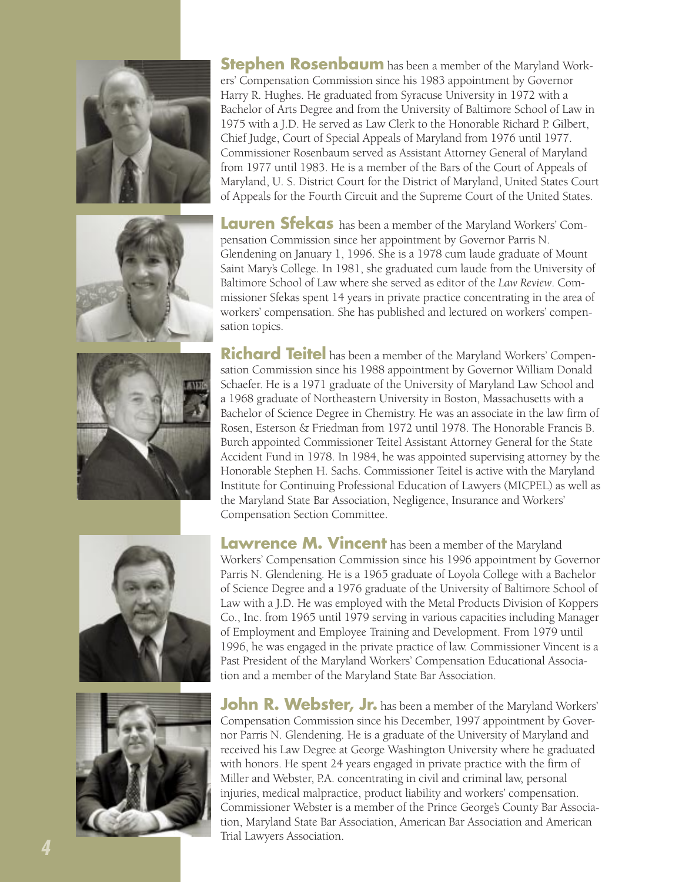**Stephen Rosenbaum** has been a member of the Maryland Workers' Compensation Commission since his 1983 appointment by Governor Harry R. Hughes. He graduated from Syracuse University in 1972 with a Bachelor of Arts Degree and from the University of Baltimore School of Law in 1975 with a J.D. He served as Law Clerk to the Honorable Richard P. Gilbert, Chief Judge, Court of Special Appeals of Maryland from 1976 until 1977. Commissioner Rosenbaum served as Assistant Attorney General of Maryland from 1977 until 1983. He is a member of the Bars of the Court of Appeals of Maryland, U. S. District Court for the District of Maryland, United States Court of Appeals for the Fourth Circuit and the Supreme Court of the United States.

**Lauren Sfekas** has been a member of the Maryland Workers' Compensation Commission since her appointment by Governor Parris N. Glendening on January 1, 1996. She is a 1978 cum laude graduate of Mount Saint Mary's College. In 1981, she graduated cum laude from the University of Baltimore School of Law where she served as editor of the *Law Review*. Commissioner Sfekas spent 14 years in private practice concentrating in the area of workers' compensation. She has published and lectured on workers' compensation topics.

**Richard Teitel** has been a member of the Maryland Workers' Compensation Commission since his 1988 appointment by Governor William Donald Schaefer. He is a 1971 graduate of the University of Maryland Law School and a 1968 graduate of Northeastern University in Boston, Massachusetts with a Bachelor of Science Degree in Chemistry. He was an associate in the law firm of Rosen, Esterson & Friedman from 1972 until 1978. The Honorable Francis B. Burch appointed Commissioner Teitel Assistant Attorney General for the State Accident Fund in 1978. In 1984, he was appointed supervising attorney by the Honorable Stephen H. Sachs. Commissioner Teitel is active with the Maryland Institute for Continuing Professional Education of Lawyers (MICPEL) as well as the Maryland State Bar Association, Negligence, Insurance and Workers' Compensation Section Committee.

**Lawrence M. Vincent** has been a member of the Maryland Workers' Compensation Commission since his 1996 appointment by Governor Parris N. Glendening. He is a 1965 graduate of Loyola College with a Bachelor of Science Degree and a 1976 graduate of the University of Baltimore School of Law with a J.D. He was employed with the Metal Products Division of Koppers Co., Inc. from 1965 until 1979 serving in various capacities including Manager of Employment and Employee Training and Development. From 1979 until 1996, he was engaged in the private practice of law. Commissioner Vincent is a Past President of the Maryland Workers' Compensation Educational Association and a member of the Maryland State Bar Association.

**John R. Webster, Jr.** has been a member of the Maryland Workers' Compensation Commission since his December, 1997 appointment by Governor Parris N. Glendening. He is a graduate of the University of Maryland and received his Law Degree at George Washington University where he graduated with honors. He spent 24 years engaged in private practice with the firm of Miller and Webster, P.A. concentrating in civil and criminal law, personal injuries, medical malpractice, product liability and workers' compensation. Commissioner Webster is a member of the Prince George's County Bar Association, Maryland State Bar Association, American Bar Association and American Trial Lawyers Association.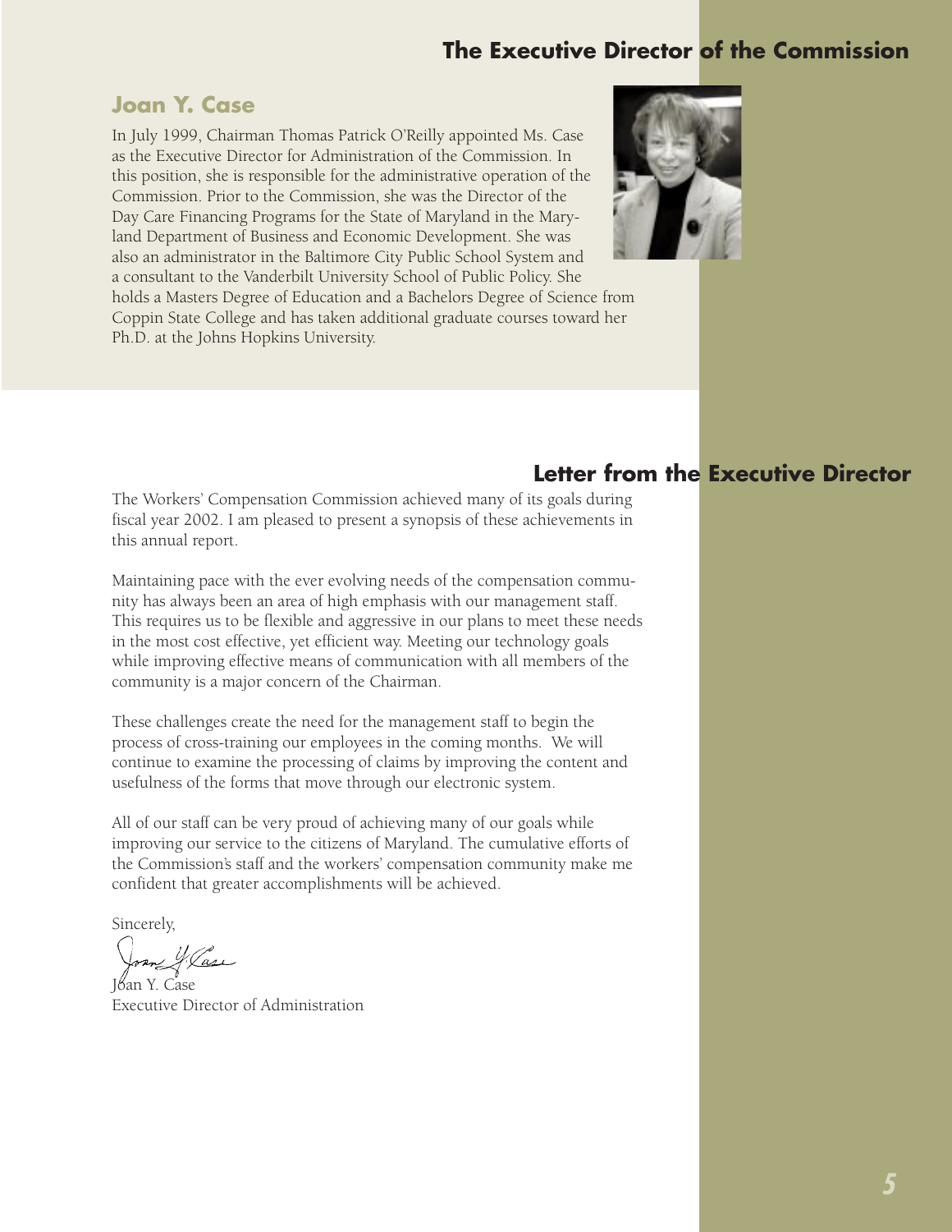# The Executive Director of the Commission

## Joan Y. Case

In July 1999, Chairman Thomas Patrick O'Reilly appointed Ms. Case as the Executive Director for Administration of the Commission. In this position, she is responsible for the administrative operation of the Commission. Prior to the Commission, she was the Director of the Day Care Financing Programs for the State of Maryland in the Maryland Department of Business and Economic Development. She was also an administrator in the Baltimore City Public School System and a consultant to the Vanderbilt University School of Public Policy. She holds a Masters Degree of Education and a Bachelors Degree of Science from Coppin State College and has taken additional graduate courses toward her Ph.D. at the Johns Hopkins University.

# Letter from the Executive Director

The Workers' Compensation Commission achieved many of its goals during fiscal year 2002. I am pleased to present a synopsis of these achievements in this annual report.

Maintaining pace with the ever evolving needs of the compensation community has always been an area of high emphasis with our management staff. This requires us to be flexible and aggressive in our plans to meet these needs in the most cost effective, yet efficient way. Meeting our technology goals while improving effective means of communication with all members of the community is a major concern of the Chairman.

These challenges create the need for the management staff to begin the process of cross-training our employees in the coming months. We will continue to examine the processing of claims by improving the content and usefulness of the forms that move through our electronic system.

All of our staff can be very proud of achieving many of our goals while improving our service to the citizens of Maryland. The cumulative efforts of the Commission's staff and the workers' compensation community make me confident that greater accomplishments will be achieved.

Sincerely,

Joan Y. Case
Executive Director of Administration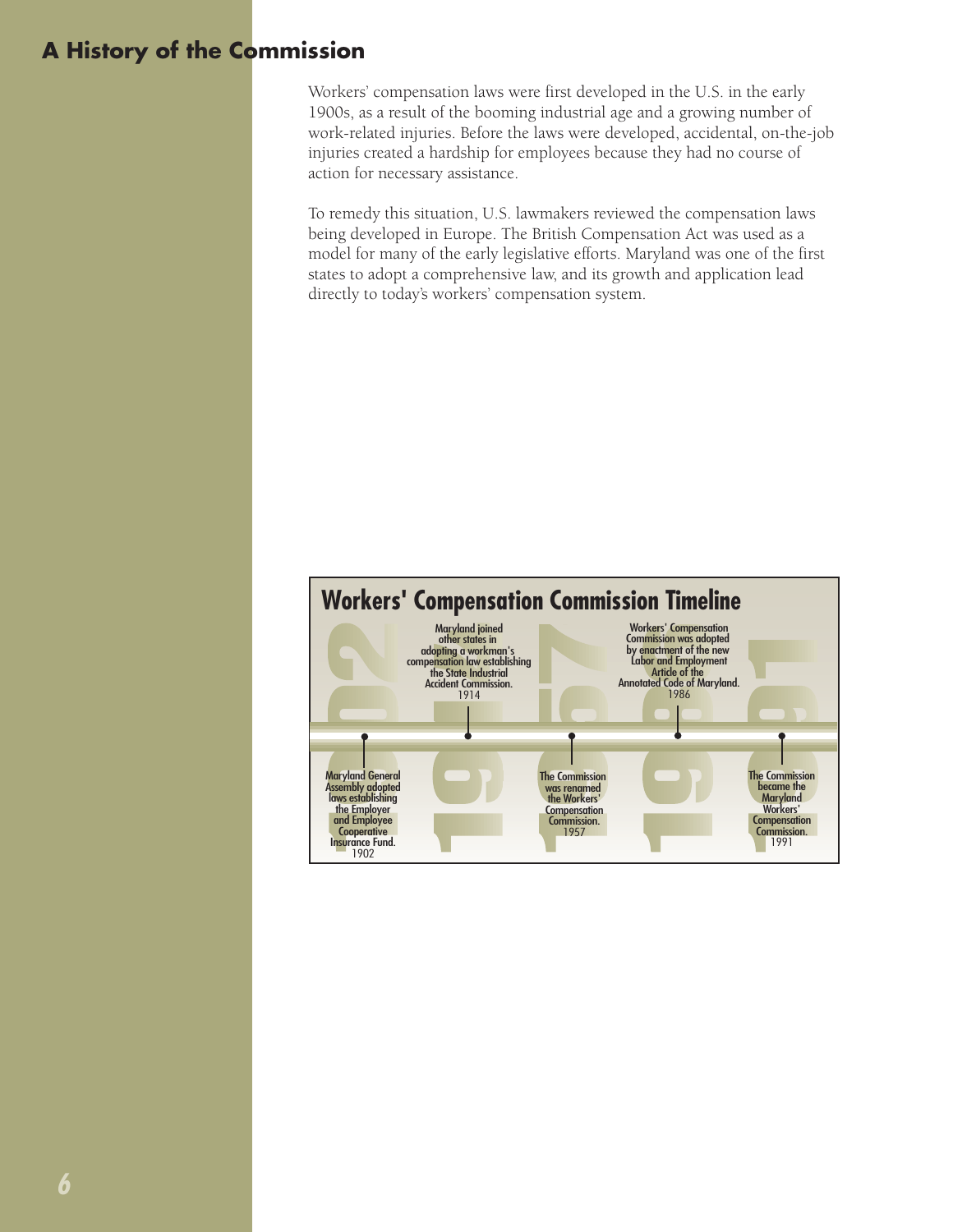# A History of the Commission

Workers' compensation laws were first developed in the U.S. in the early 1900s, as a result of the booming industrial age and a growing number of work-related injuries. Before the laws were developed, accidental, on-the-job injuries created a hardship for employees because they had no course of action for necessary assistance.

To remedy this situation, U.S. lawmakers reviewed the compensation laws being developed in Europe. The British Compensation Act was used as a model for many of the early legislative efforts. Maryland was one of the first states to adopt a comprehensive law, and its growth and application lead directly to today's workers' compensation system.

## Workers' Compensation Commission Timeline

- **1902** — Maryland General Assembly adopted laws establishing the Employer and Employee Cooperative Insurance Fund.
- **1914** — Maryland joined other states in adopting a workman's compensation law establishing the State Industrial Accident Commission.
- **1957** — The Commission was renamed the Workers' Compensation Commission.
- **1986** — Workers' Compensation Commission was adopted by enactment of the new Labor and Employment Article of the Annotated Code of Maryland.
- **1991** — The Commission became the Maryland Workers' Compensation Commission.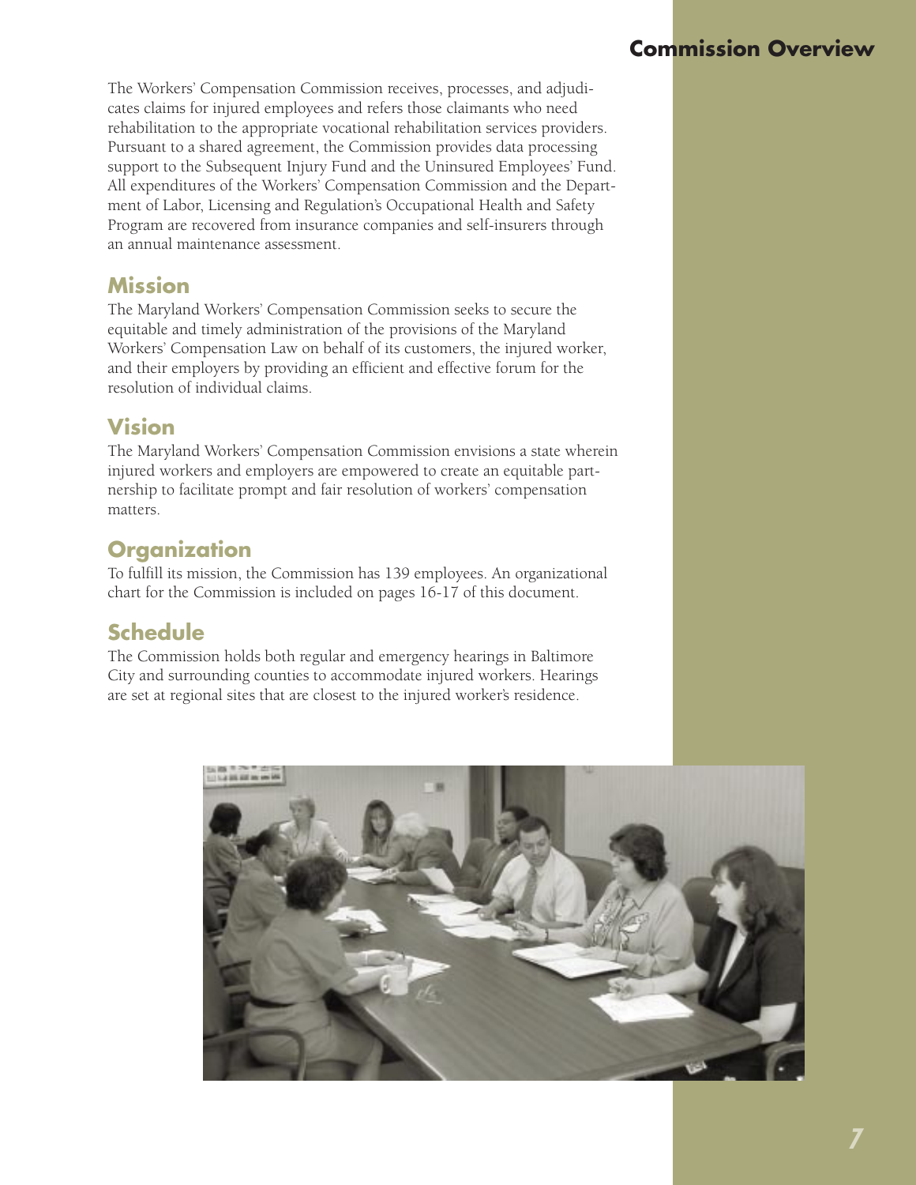# Commission Overview

The Workers' Compensation Commission receives, processes, and adjudicates claims for injured employees and refers those claimants who need rehabilitation to the appropriate vocational rehabilitation services providers. Pursuant to a shared agreement, the Commission provides data processing support to the Subsequent Injury Fund and the Uninsured Employees' Fund. All expenditures of the Workers' Compensation Commission and the Department of Labor, Licensing and Regulation's Occupational Health and Safety Program are recovered from insurance companies and self-insurers through an annual maintenance assessment.

## Mission

The Maryland Workers' Compensation Commission seeks to secure the equitable and timely administration of the provisions of the Maryland Workers' Compensation Law on behalf of its customers, the injured worker, and their employers by providing an efficient and effective forum for the resolution of individual claims.

## Vision

The Maryland Workers' Compensation Commission envisions a state wherein injured workers and employers are empowered to create an equitable partnership to facilitate prompt and fair resolution of workers' compensation matters.

## Organization

To fulfill its mission, the Commission has 139 employees. An organizational chart for the Commission is included on pages 16-17 of this document.

## Schedule

The Commission holds both regular and emergency hearings in Baltimore City and surrounding counties to accommodate injured workers. Hearings are set at regional sites that are closest to the injured worker's residence.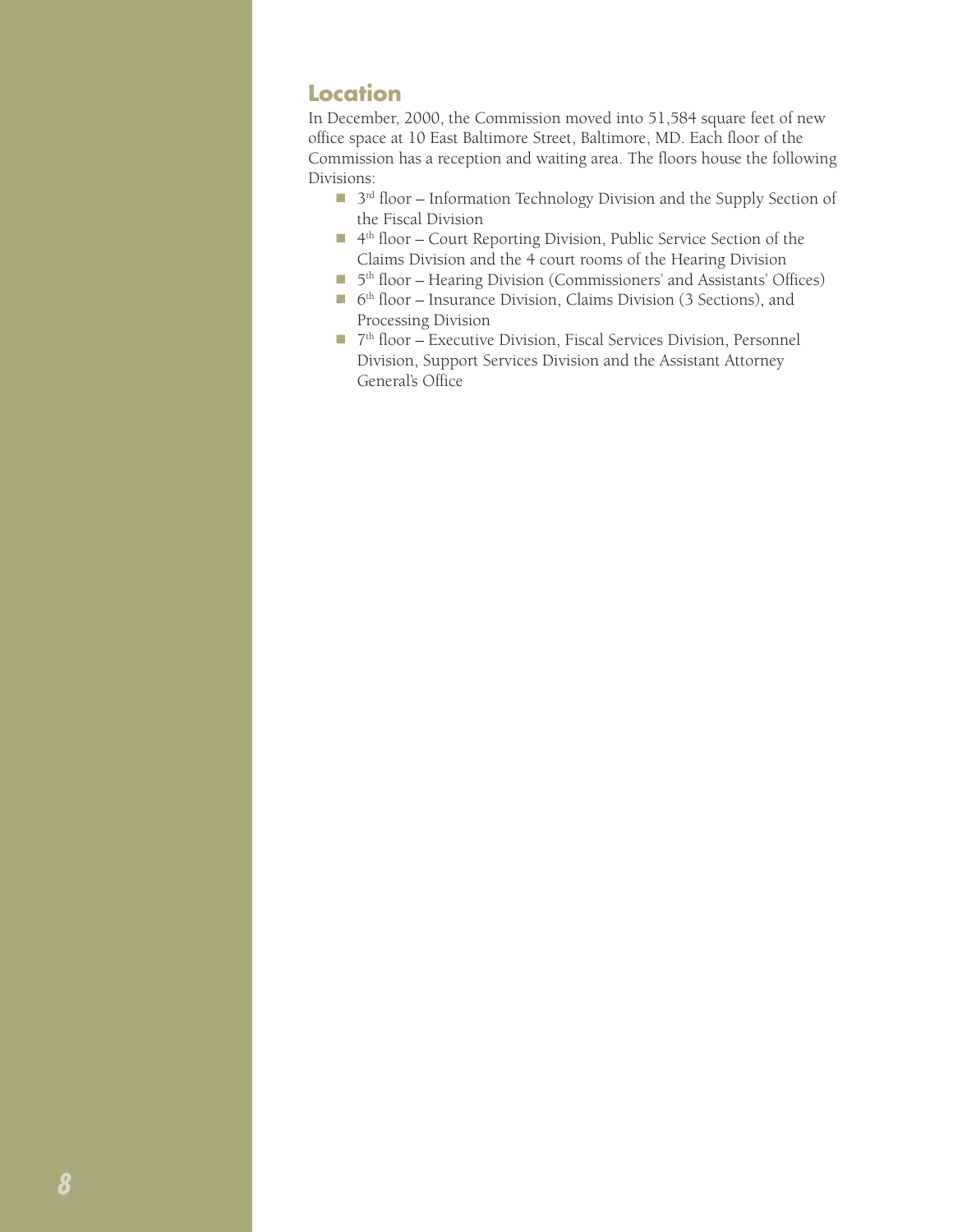## Location

In December, 2000, the Commission moved into 51,584 square feet of new office space at 10 East Baltimore Street, Baltimore, MD. Each floor of the Commission has a reception and waiting area. The floors house the following Divisions:

- 3rd floor – Information Technology Division and the Supply Section of the Fiscal Division
- 4th floor – Court Reporting Division, Public Service Section of the Claims Division and the 4 court rooms of the Hearing Division
- 5th floor – Hearing Division (Commissioners' and Assistants' Offices)
- 6th floor – Insurance Division, Claims Division (3 Sections), and Processing Division
- 7th floor – Executive Division, Fiscal Services Division, Personnel Division, Support Services Division and the Assistant Attorney General's Office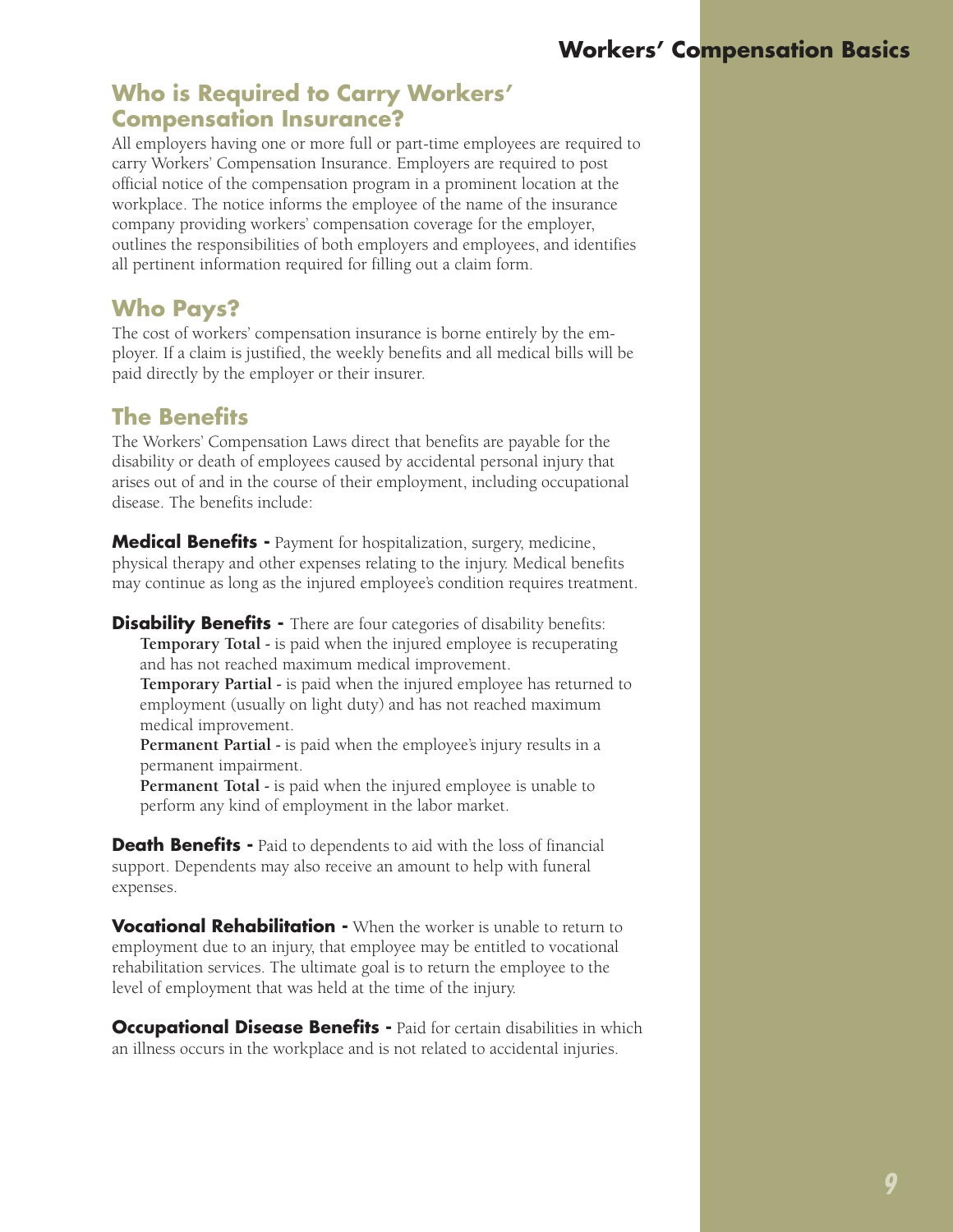## Who is Required to Carry Workers' Compensation Insurance?

All employers having one or more full or part-time employees are required to carry Workers' Compensation Insurance. Employers are required to post official notice of the compensation program in a prominent location at the workplace. The notice informs the employee of the name of the insurance company providing workers' compensation coverage for the employer, outlines the responsibilities of both employers and employees, and identifies all pertinent information required for filling out a claim form.

## Who Pays?

The cost of workers' compensation insurance is borne entirely by the employer. If a claim is justified, the weekly benefits and all medical bills will be paid directly by the employer or their insurer.

## The Benefits

The Workers' Compensation Laws direct that benefits are payable for the disability or death of employees caused by accidental personal injury that arises out of and in the course of their employment, including occupational disease. The benefits include:

**Medical Benefits -** Payment for hospitalization, surgery, medicine, physical therapy and other expenses relating to the injury. Medical benefits may continue as long as the injured employee's condition requires treatment.

**Disability Benefits -** There are four categories of disability benefits:

- **Temporary Total -** is paid when the injured employee is recuperating and has not reached maximum medical improvement.
- **Temporary Partial -** is paid when the injured employee has returned to employment (usually on light duty) and has not reached maximum medical improvement.
- **Permanent Partial -** is paid when the employee's injury results in a permanent impairment.
- **Permanent Total -** is paid when the injured employee is unable to perform any kind of employment in the labor market.

**Death Benefits -** Paid to dependents to aid with the loss of financial support. Dependents may also receive an amount to help with funeral expenses.

**Vocational Rehabilitation -** When the worker is unable to return to employment due to an injury, that employee may be entitled to vocational rehabilitation services. The ultimate goal is to return the employee to the level of employment that was held at the time of the injury.

**Occupational Disease Benefits -** Paid for certain disabilities in which an illness occurs in the workplace and is not related to accidental injuries.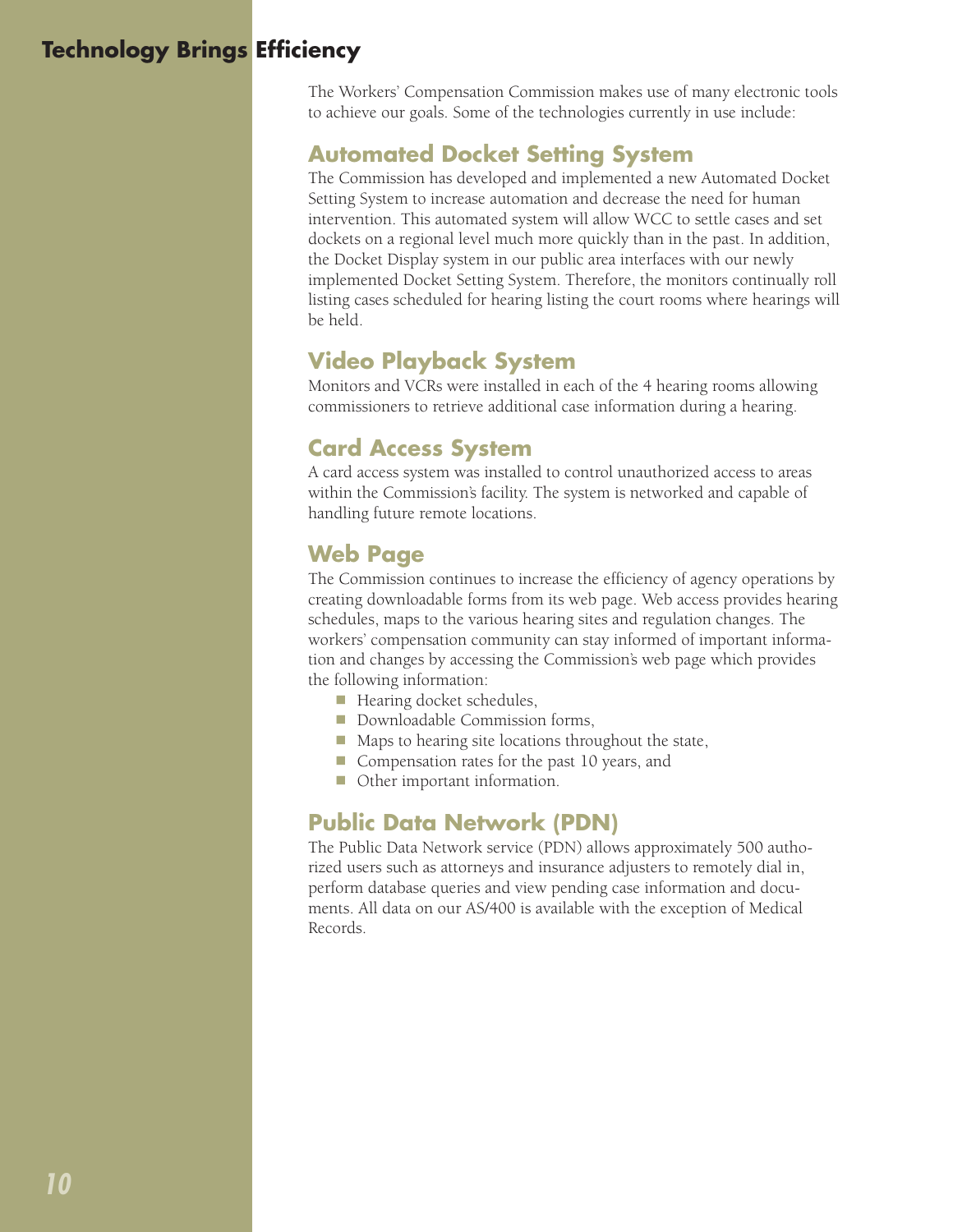# Technology Brings Efficiency

The Workers' Compensation Commission makes use of many electronic tools to achieve our goals. Some of the technologies currently in use include:

## Automated Docket Setting System

The Commission has developed and implemented a new Automated Docket Setting System to increase automation and decrease the need for human intervention. This automated system will allow WCC to settle cases and set dockets on a regional level much more quickly than in the past. In addition, the Docket Display system in our public area interfaces with our newly implemented Docket Setting System. Therefore, the monitors continually roll listing cases scheduled for hearing listing the court rooms where hearings will be held.

## Video Playback System

Monitors and VCRs were installed in each of the 4 hearing rooms allowing commissioners to retrieve additional case information during a hearing.

## Card Access System

A card access system was installed to control unauthorized access to areas within the Commission's facility. The system is networked and capable of handling future remote locations.

## Web Page

The Commission continues to increase the efficiency of agency operations by creating downloadable forms from its web page. Web access provides hearing schedules, maps to the various hearing sites and regulation changes. The workers' compensation community can stay informed of important information and changes by accessing the Commission's web page which provides the following information:

- Hearing docket schedules,
- Downloadable Commission forms,
- Maps to hearing site locations throughout the state,
- Compensation rates for the past 10 years, and
- Other important information.

## Public Data Network (PDN)

The Public Data Network service (PDN) allows approximately 500 authorized users such as attorneys and insurance adjusters to remotely dial in, perform database queries and view pending case information and documents. All data on our AS/400 is available with the exception of Medical Records.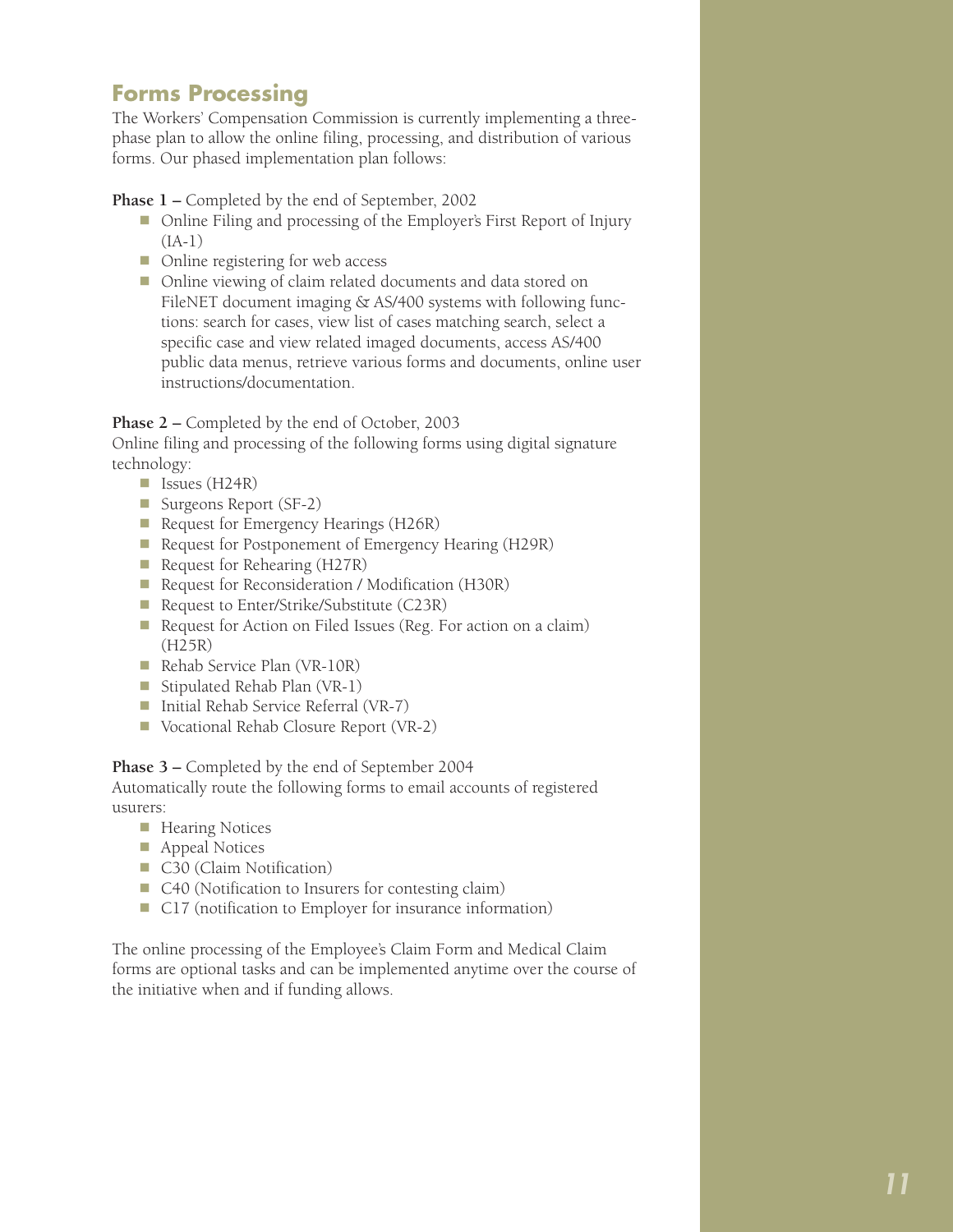## Forms Processing

The Workers' Compensation Commission is currently implementing a three-phase plan to allow the online filing, processing, and distribution of various forms. Our phased implementation plan follows:

**Phase 1 –** Completed by the end of September, 2002

- Online Filing and processing of the Employer's First Report of Injury (IA-1)
- Online registering for web access
- Online viewing of claim related documents and data stored on FileNET document imaging & AS/400 systems with following functions: search for cases, view list of cases matching search, select a specific case and view related imaged documents, access AS/400 public data menus, retrieve various forms and documents, online user instructions/documentation.

**Phase 2 –** Completed by the end of October, 2003

Online filing and processing of the following forms using digital signature technology:

- Issues (H24R)
- Surgeons Report (SF-2)
- Request for Emergency Hearings (H26R)
- Request for Postponement of Emergency Hearing (H29R)
- Request for Rehearing (H27R)
- Request for Reconsideration / Modification (H30R)
- Request to Enter/Strike/Substitute (C23R)
- Request for Action on Filed Issues (Reg. For action on a claim) (H25R)
- Rehab Service Plan (VR-10R)
- Stipulated Rehab Plan (VR-1)
- Initial Rehab Service Referral (VR-7)
- Vocational Rehab Closure Report (VR-2)

**Phase 3 –** Completed by the end of September 2004

Automatically route the following forms to email accounts of registered usurers:

- Hearing Notices
- Appeal Notices
- C30 (Claim Notification)
- C40 (Notification to Insurers for contesting claim)
- C17 (notification to Employer for insurance information)

The online processing of the Employee's Claim Form and Medical Claim forms are optional tasks and can be implemented anytime over the course of the initiative when and if funding allows.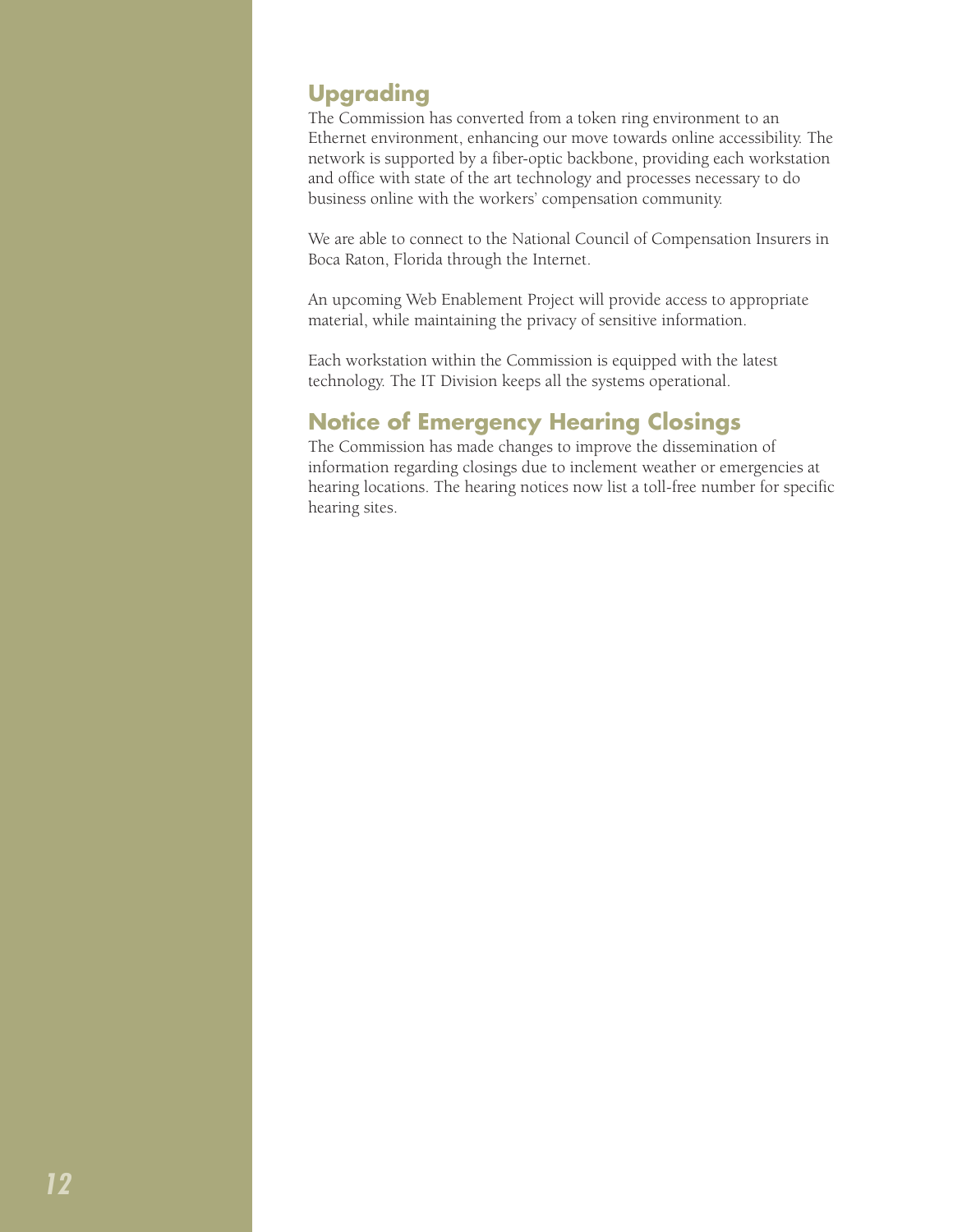## Upgrading

The Commission has converted from a token ring environment to an Ethernet environment, enhancing our move towards online accessibility. The network is supported by a fiber-optic backbone, providing each workstation and office with state of the art technology and processes necessary to do business online with the workers' compensation community.

We are able to connect to the National Council of Compensation Insurers in Boca Raton, Florida through the Internet.

An upcoming Web Enablement Project will provide access to appropriate material, while maintaining the privacy of sensitive information.

Each workstation within the Commission is equipped with the latest technology. The IT Division keeps all the systems operational.

## Notice of Emergency Hearing Closings

The Commission has made changes to improve the dissemination of information regarding closings due to inclement weather or emergencies at hearing locations. The hearing notices now list a toll-free number for specific hearing sites.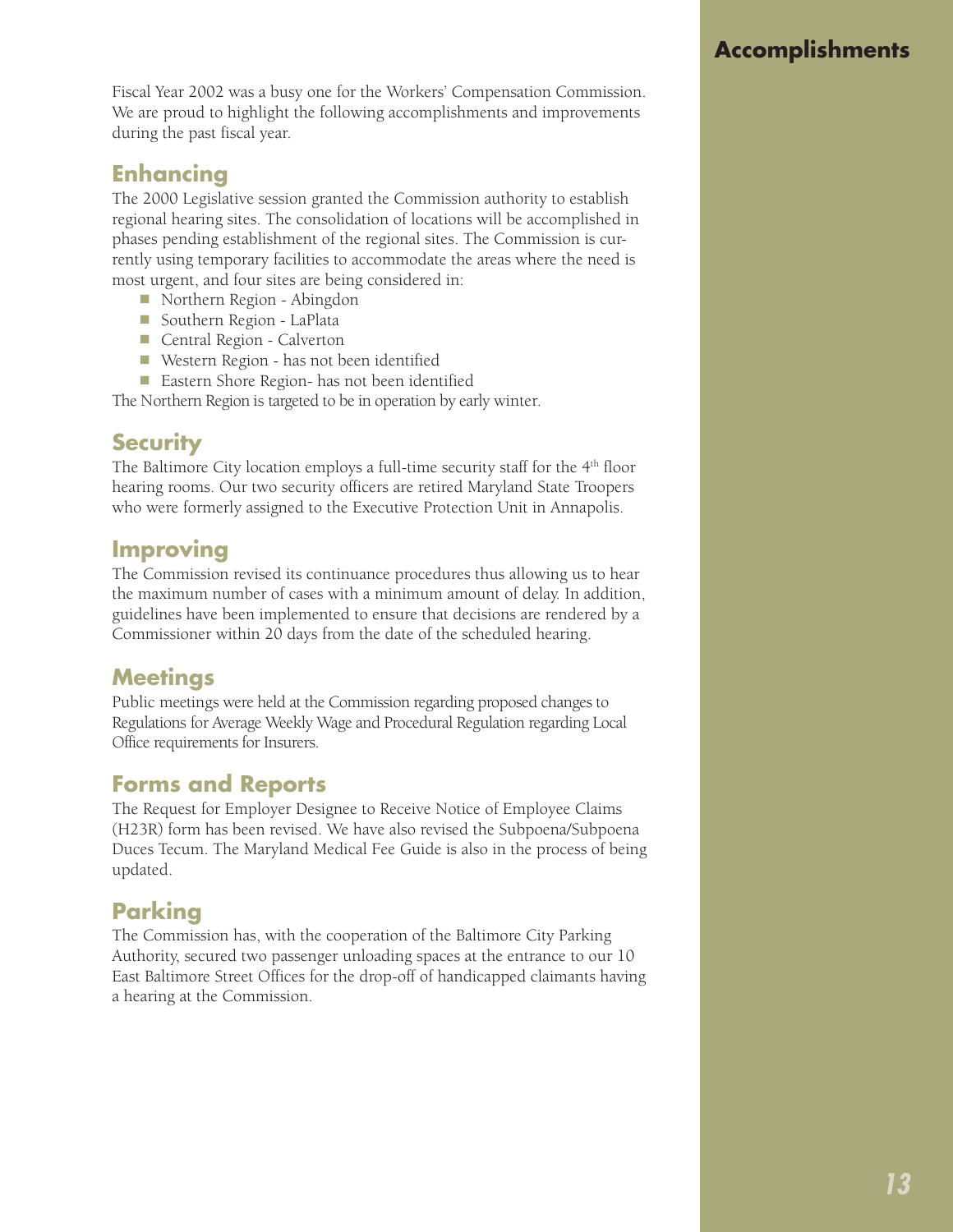# Accomplishments

Fiscal Year 2002 was a busy one for the Workers' Compensation Commission. We are proud to highlight the following accomplishments and improvements during the past fiscal year.

## Enhancing

The 2000 Legislative session granted the Commission authority to establish regional hearing sites. The consolidation of locations will be accomplished in phases pending establishment of the regional sites. The Commission is currently using temporary facilities to accommodate the areas where the need is most urgent, and four sites are being considered in:

- Northern Region - Abingdon
- Southern Region - LaPlata
- Central Region - Calverton
- Western Region - has not been identified
- Eastern Shore Region- has not been identified

The Northern Region is targeted to be in operation by early winter.

## Security

The Baltimore City location employs a full-time security staff for the 4th floor hearing rooms. Our two security officers are retired Maryland State Troopers who were formerly assigned to the Executive Protection Unit in Annapolis.

## Improving

The Commission revised its continuance procedures thus allowing us to hear the maximum number of cases with a minimum amount of delay. In addition, guidelines have been implemented to ensure that decisions are rendered by a Commissioner within 20 days from the date of the scheduled hearing.

## Meetings

Public meetings were held at the Commission regarding proposed changes to Regulations for Average Weekly Wage and Procedural Regulation regarding Local Office requirements for Insurers.

## Forms and Reports

The Request for Employer Designee to Receive Notice of Employee Claims (H23R) form has been revised. We have also revised the Subpoena/Subpoena Duces Tecum. The Maryland Medical Fee Guide is also in the process of being updated.

## Parking

The Commission has, with the cooperation of the Baltimore City Parking Authority, secured two passenger unloading spaces at the entrance to our 10 East Baltimore Street Offices for the drop-off of handicapped claimants having a hearing at the Commission.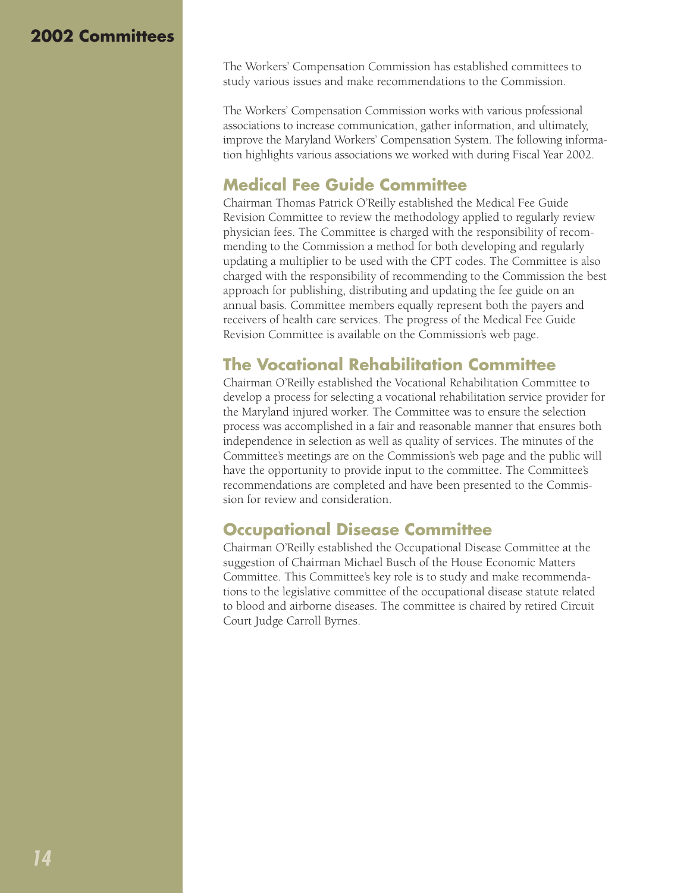# 2002 Committees

The Workers' Compensation Commission has established committees to study various issues and make recommendations to the Commission.

The Workers' Compensation Commission works with various professional associations to increase communication, gather information, and ultimately, improve the Maryland Workers' Compensation System. The following information highlights various associations we worked with during Fiscal Year 2002.

## Medical Fee Guide Committee

Chairman Thomas Patrick O'Reilly established the Medical Fee Guide Revision Committee to review the methodology applied to regularly review physician fees. The Committee is charged with the responsibility of recommending to the Commission a method for both developing and regularly updating a multiplier to be used with the CPT codes. The Committee is also charged with the responsibility of recommending to the Commission the best approach for publishing, distributing and updating the fee guide on an annual basis. Committee members equally represent both the payers and receivers of health care services. The progress of the Medical Fee Guide Revision Committee is available on the Commission's web page.

## The Vocational Rehabilitation Committee

Chairman O'Reilly established the Vocational Rehabilitation Committee to develop a process for selecting a vocational rehabilitation service provider for the Maryland injured worker. The Committee was to ensure the selection process was accomplished in a fair and reasonable manner that ensures both independence in selection as well as quality of services. The minutes of the Committee's meetings are on the Commission's web page and the public will have the opportunity to provide input to the committee. The Committee's recommendations are completed and have been presented to the Commission for review and consideration.

## Occupational Disease Committee

Chairman O'Reilly established the Occupational Disease Committee at the suggestion of Chairman Michael Busch of the House Economic Matters Committee. This Committee's key role is to study and make recommendations to the legislative committee of the occupational disease statute related to blood and airborne diseases. The committee is chaired by retired Circuit Court Judge Carroll Byrnes.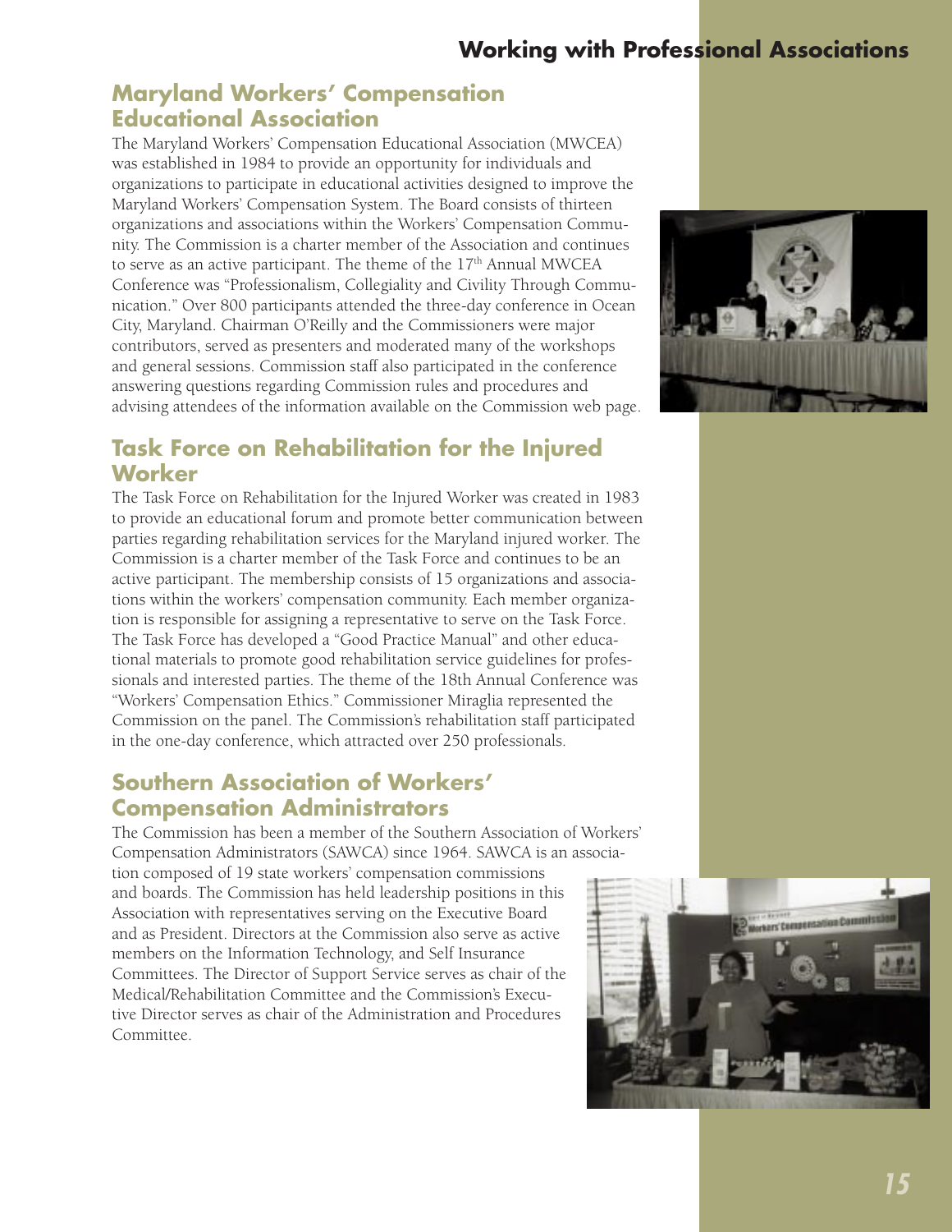# Working with Professional Associations

## Maryland Workers' Compensation Educational Association

The Maryland Workers' Compensation Educational Association (MWCEA) was established in 1984 to provide an opportunity for individuals and organizations to participate in educational activities designed to improve the Maryland Workers' Compensation System. The Board consists of thirteen organizations and associations within the Workers' Compensation Community. The Commission is a charter member of the Association and continues to serve as an active participant. The theme of the 17th Annual MWCEA Conference was "Professionalism, Collegiality and Civility Through Communication." Over 800 participants attended the three-day conference in Ocean City, Maryland. Chairman O'Reilly and the Commissioners were major contributors, served as presenters and moderated many of the workshops and general sessions. Commission staff also participated in the conference answering questions regarding Commission rules and procedures and advising attendees of the information available on the Commission web page.

## Task Force on Rehabilitation for the Injured Worker

The Task Force on Rehabilitation for the Injured Worker was created in 1983 to provide an educational forum and promote better communication between parties regarding rehabilitation services for the Maryland injured worker. The Commission is a charter member of the Task Force and continues to be an active participant. The membership consists of 15 organizations and associations within the workers' compensation community. Each member organization is responsible for assigning a representative to serve on the Task Force. The Task Force has developed a "Good Practice Manual" and other educational materials to promote good rehabilitation service guidelines for professionals and interested parties. The theme of the 18th Annual Conference was "Workers' Compensation Ethics." Commissioner Miraglia represented the Commission on the panel. The Commission's rehabilitation staff participated in the one-day conference, which attracted over 250 professionals.

## Southern Association of Workers' Compensation Administrators

The Commission has been a member of the Southern Association of Workers' Compensation Administrators (SAWCA) since 1964. SAWCA is an association composed of 19 state workers' compensation commissions and boards. The Commission has held leadership positions in this Association with representatives serving on the Executive Board and as President. Directors at the Commission also serve as active members on the Information Technology, and Self Insurance Committees. The Director of Support Service serves as chair of the Medical/Rehabilitation Committee and the Commission's Executive Director serves as chair of the Administration and Procedures Committee.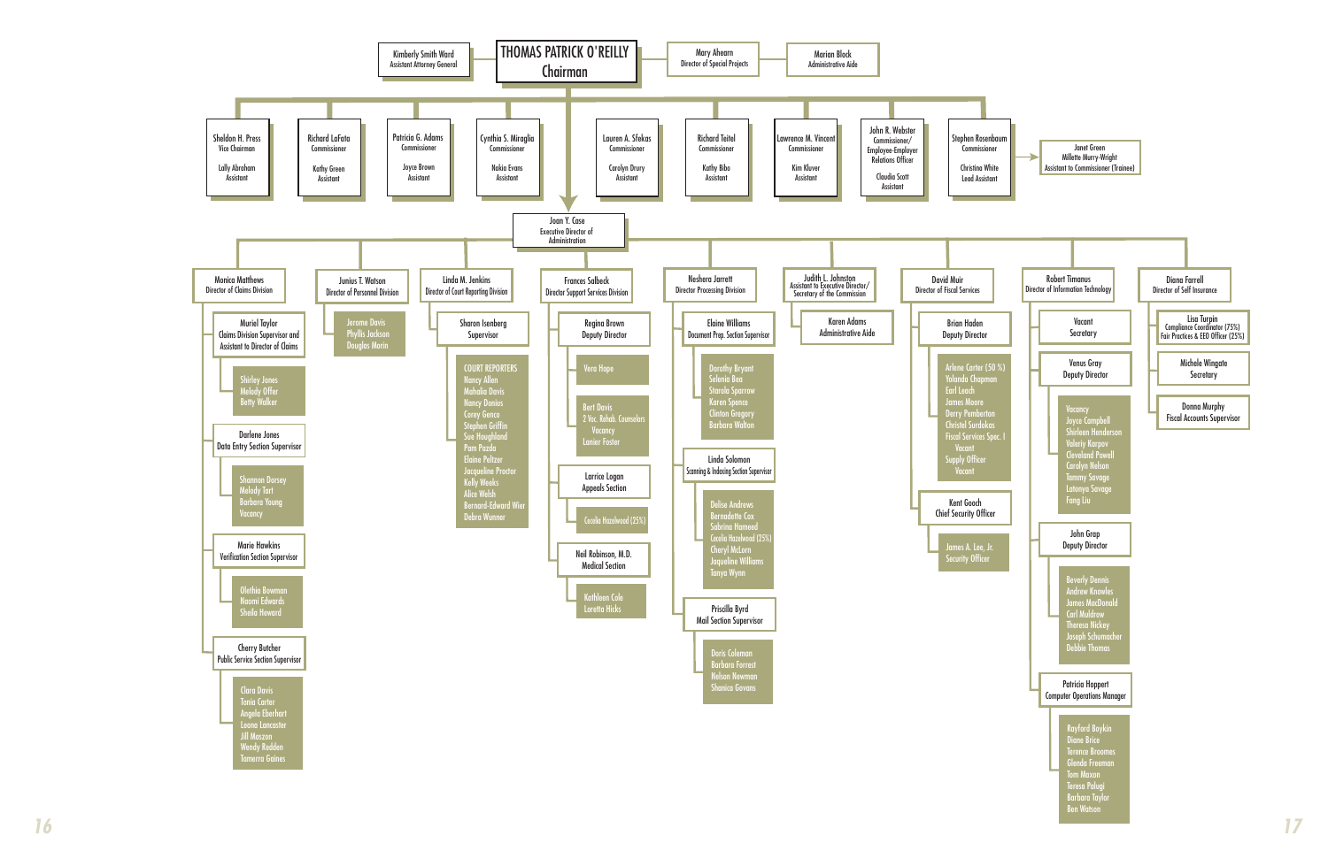# THOMAS PATRICK O'REILLY
## Chairman

- Kimberly Smith Ward — Assistant Attorney General
- Mary Ahearn — Director of Special Projects
- Marian Block — Administrative Aide

## Commissioners

- Sheldon H. Press — Vice Chairman
  - Lolly Abraham — Assistant
- Richard LaFata — Commissioner
  - Kathy Green — Assistant
- Patricia G. Adams — Commissioner
  - Joyce Brown — Assistant
- Cynthia S. Miraglia — Commissioner
  - Nakia Evans — Assistant
- Lauren A. Sfekas — Commissioner
  - Carolyn Drury — Assistant
- Richard Teitel — Commissioner
  - Kathy Bibo — Assistant
- Lawrence M. Vincent — Commissioner
  - Kim Kluver — Assistant
- John R. Webster — Commissioner/ Employee-Employer Relations Officer
  - Claudia Scott — Assistant
- Stephen Rosenbaum — Commissioner
  - Christina White — Lead Assistant
  - Janet Green, Millette Murry-Wright — Assistant to Commissioner (Trainee)

## Joan Y. Case — Executive Director of Administration

### Monica Matthews — Director of Claims Division
- Muriel Taylor — Claims Division Supervisor and Assistant to Director of Claims
  - Shirley Jones, Melody Offer, Betty Walker
- Darlene Jones — Data Entry Section Supervisor
  - Shannon Dorsey, Melody Tart, Barbara Young, Vacancy
- Marie Hawkins — Verification Section Supervisor
  - Olethia Bowman, Naomi Edwards, Sheila Heward
- Cherry Butcher — Public Service Section Supervisor
  - Clara Davis, Tonia Carter, Angela Eberhart, Leona Lancaster, Jill Maszon, Wendy Redden, Tamerra Gaines

### Junius T. Watson — Director of Personnel Division
- Jerome Davis, Phyllis Jackson, Douglas Marin

### Linda M. Jenkins — Director of Court Reporting Division
- Sharon Isenberg — Supervisor
  - COURT REPORTERS: Nancy Allen, Mahalia Davis, Nancy Donius, Corey Genco, Stephen Griffin, Sue Houghland, Pam Pazda, Elaine Peltzer, Jacqueline Proctor, Kelly Weeks, Alice Welsh, Bernard-Edward Wier, Debra Wunner

### Frances Salbeck — Director Support Services Division
- Regina Brown — Deputy Director
  - Vera Hope
  - Bert Davis, 2 Voc. Rehab. Counselors, Vacancy, Lanier Foster
- Larrice Logan — Appeals Section
  - Cecelia Hazelwood (25%)
- Neil Robinson, M.D. — Medical Section
  - Kathleen Cole, Loretta Hicks

### Neshera Jarrett — Director Processing Division
- Elaine Williams — Document Prep. Section Supervisor
  - Dorothy Bryant, Selenia Bea, Storola Sparrow, Karen Spence, Clinton Gregory, Barbara Walton
- Linda Solomon — Scanning & Indexing Section Supervisor
  - Delise Andrews, Bernadette Cox, Sabrina Hameed, Cecelia Hazelwood (25%), Cheryl McLorn, Jaqueline Williams, Tanya Wynn
- Priscilla Byrd — Mail Section Supervisor
  - Doris Coleman, Barbara Forrest, Nelson Newman, Shanica Govans

### Judith L. Johnston — Assistant to Executive Director/ Secretary of the Commission
- Karen Adams — Administrative Aide

### David Muir — Director of Fiscal Services
- Brian Haden — Deputy Director
  - Arlene Carter (50 %), Yolanda Chapman, Earl Leach, James Moore, Derry Pemberton, Christel Surdokas, Fiscal Services Spec. I Vacant, Supply Officer Vacant
- Kent Gooch — Chief Security Officer
  - James A. Lee, Jr. — Security Officer

### Robert Timanus — Director of Information Technology
- Vacant — Secretary
- Venus Gray — Deputy Director
  - Vacancy, Joyce Campbell, Shirleen Henderson, Valeriy Karpov, Cleveland Powell, Carolyn Nelson, Tammy Savage, Latonya Savage, Fang Liu
- John Grap — Deputy Director
  - Beverly Dennis, Andrew Knowles, James MacDonald, Carl Muldrow, Theresa Nickey, Joseph Schumacher, Debbie Thomas
- Patricia Hoppert — Computer Operations Manager
  - Rayford Boykin, Diane Brice, Terence Broomes, Glenda Freeman, Tom Maxon, Teresa Palugi, Barbara Taylor, Ben Watson

### Diana Farrell — Director of Self Insurance
- Lisa Turpin — Compliance Coordinator (75%) Fair Practices & EEO Officer (25%)
- Michele Wingate — Secretary
- Donna Murphy — Fiscal Accounts Supervisor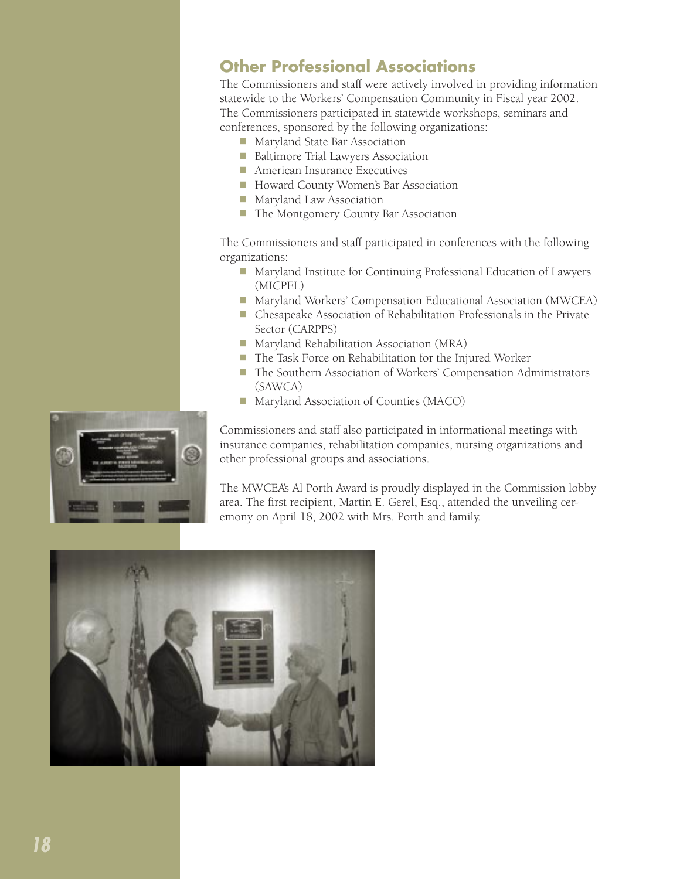## Other Professional Associations

The Commissioners and staff were actively involved in providing information statewide to the Workers' Compensation Community in Fiscal year 2002. The Commissioners participated in statewide workshops, seminars and conferences, sponsored by the following organizations:

- Maryland State Bar Association
- Baltimore Trial Lawyers Association
- American Insurance Executives
- Howard County Women's Bar Association
- Maryland Law Association
- The Montgomery County Bar Association

The Commissioners and staff participated in conferences with the following organizations:

- Maryland Institute for Continuing Professional Education of Lawyers (MICPEL)
- Maryland Workers' Compensation Educational Association (MWCEA)
- Chesapeake Association of Rehabilitation Professionals in the Private Sector (CARPPS)
- Maryland Rehabilitation Association (MRA)
- The Task Force on Rehabilitation for the Injured Worker
- The Southern Association of Workers' Compensation Administrators (SAWCA)
- Maryland Association of Counties (MACO)

Commissioners and staff also participated in informational meetings with insurance companies, rehabilitation companies, nursing organizations and other professional groups and associations.

The MWCEA's Al Porth Award is proudly displayed in the Commission lobby area. The first recipient, Martin E. Gerel, Esq., attended the unveiling ceremony on April 18, 2002 with Mrs. Porth and family.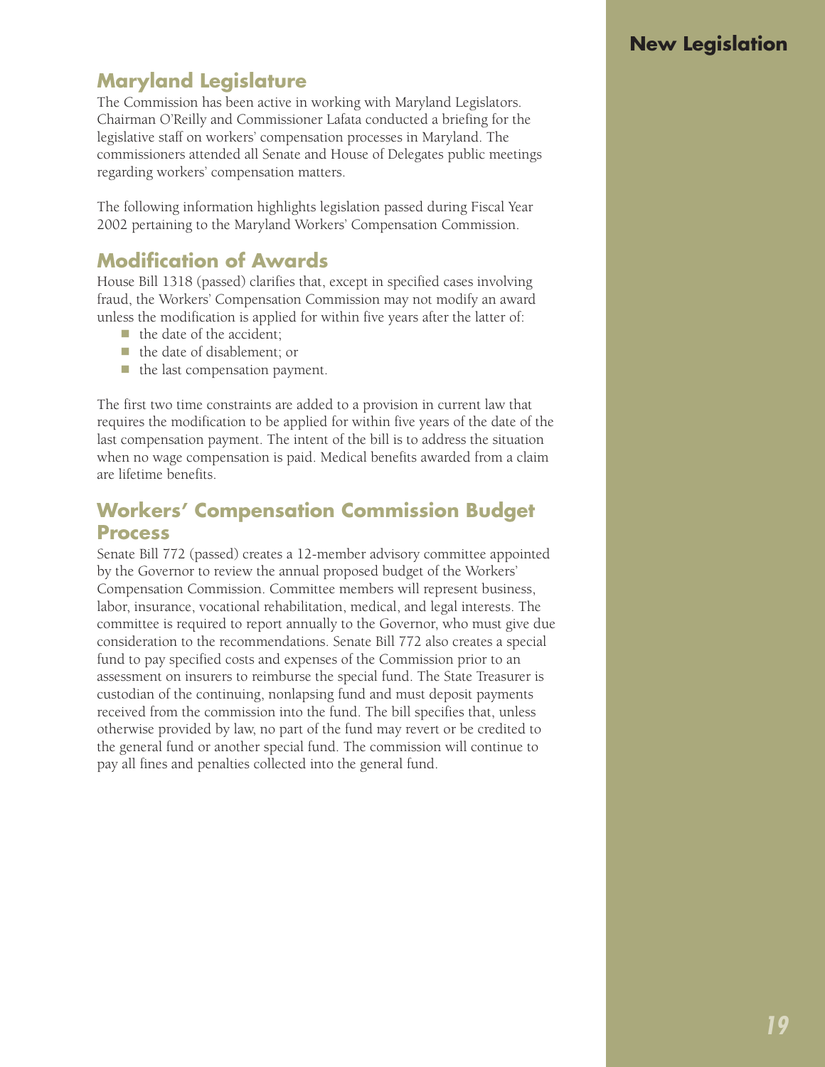# New Legislation

## Maryland Legislature

The Commission has been active in working with Maryland Legislators. Chairman O'Reilly and Commissioner Lafata conducted a briefing for the legislative staff on workers' compensation processes in Maryland. The commissioners attended all Senate and House of Delegates public meetings regarding workers' compensation matters.

The following information highlights legislation passed during Fiscal Year 2002 pertaining to the Maryland Workers' Compensation Commission.

## Modification of Awards

House Bill 1318 (passed) clarifies that, except in specified cases involving fraud, the Workers' Compensation Commission may not modify an award unless the modification is applied for within five years after the latter of:

- the date of the accident;
- the date of disablement; or
- the last compensation payment.

The first two time constraints are added to a provision in current law that requires the modification to be applied for within five years of the date of the last compensation payment. The intent of the bill is to address the situation when no wage compensation is paid. Medical benefits awarded from a claim are lifetime benefits.

## Workers' Compensation Commission Budget Process

Senate Bill 772 (passed) creates a 12-member advisory committee appointed by the Governor to review the annual proposed budget of the Workers' Compensation Commission. Committee members will represent business, labor, insurance, vocational rehabilitation, medical, and legal interests. The committee is required to report annually to the Governor, who must give due consideration to the recommendations. Senate Bill 772 also creates a special fund to pay specified costs and expenses of the Commission prior to an assessment on insurers to reimburse the special fund. The State Treasurer is custodian of the continuing, nonlapsing fund and must deposit payments received from the commission into the fund. The bill specifies that, unless otherwise provided by law, no part of the fund may revert or be credited to the general fund or another special fund. The commission will continue to pay all fines and penalties collected into the general fund.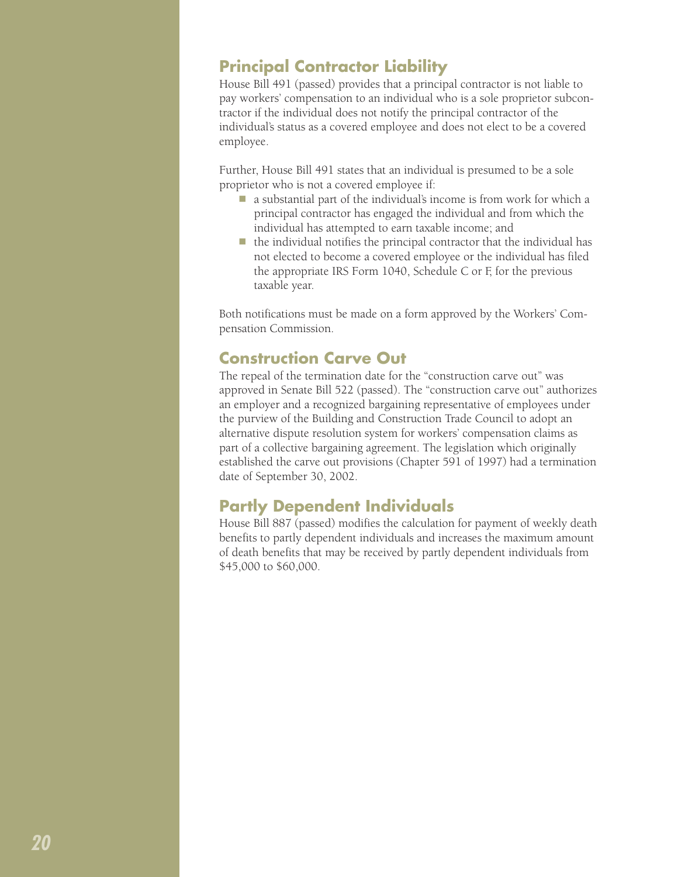## Principal Contractor Liability

House Bill 491 (passed) provides that a principal contractor is not liable to pay workers' compensation to an individual who is a sole proprietor subcontractor if the individual does not notify the principal contractor of the individual's status as a covered employee and does not elect to be a covered employee.

Further, House Bill 491 states that an individual is presumed to be a sole proprietor who is not a covered employee if:

- a substantial part of the individual's income is from work for which a principal contractor has engaged the individual and from which the individual has attempted to earn taxable income; and
- the individual notifies the principal contractor that the individual has not elected to become a covered employee or the individual has filed the appropriate IRS Form 1040, Schedule C or F, for the previous taxable year.

Both notifications must be made on a form approved by the Workers' Compensation Commission.

## Construction Carve Out

The repeal of the termination date for the "construction carve out" was approved in Senate Bill 522 (passed). The "construction carve out" authorizes an employer and a recognized bargaining representative of employees under the purview of the Building and Construction Trade Council to adopt an alternative dispute resolution system for workers' compensation claims as part of a collective bargaining agreement. The legislation which originally established the carve out provisions (Chapter 591 of 1997) had a termination date of September 30, 2002.

## Partly Dependent Individuals

House Bill 887 (passed) modifies the calculation for payment of weekly death benefits to partly dependent individuals and increases the maximum amount of death benefits that may be received by partly dependent individuals from $45,000 to $60,000.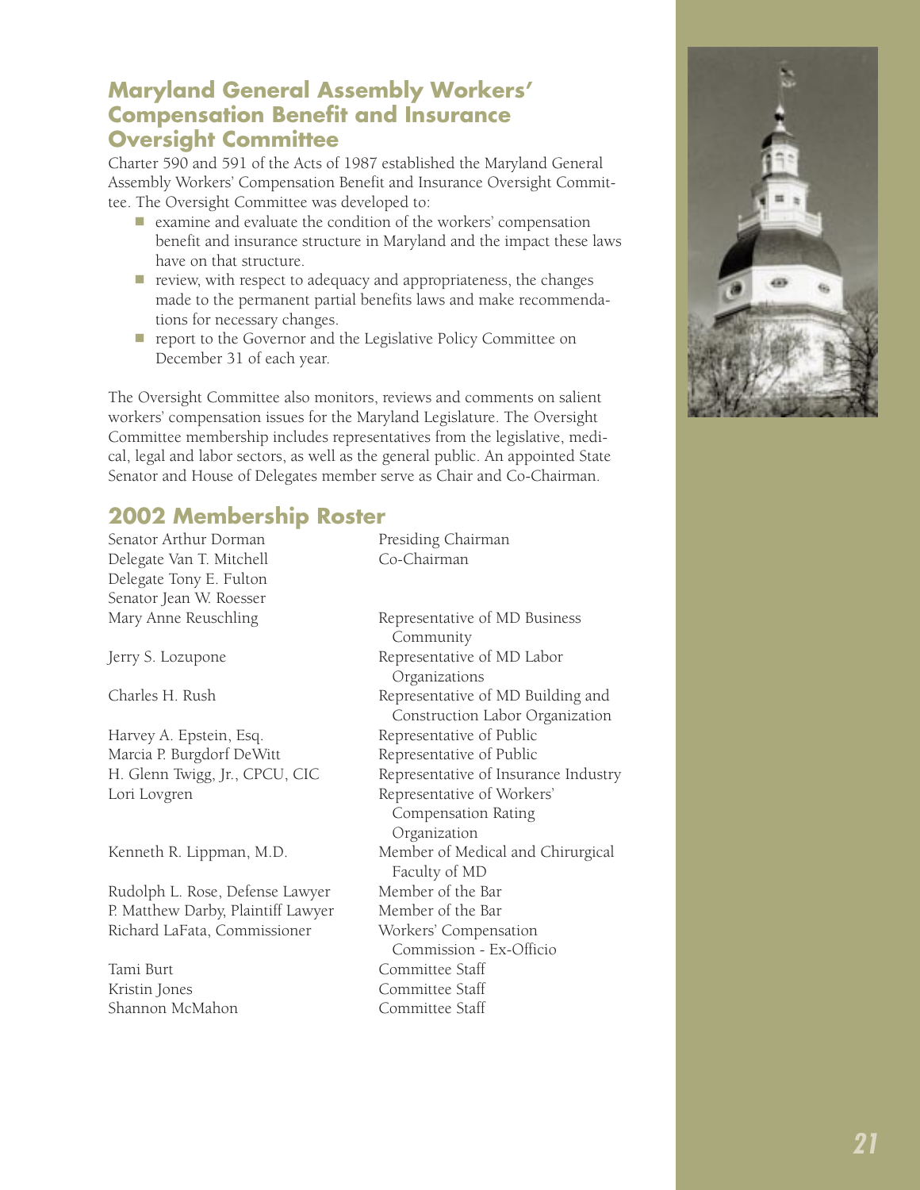## Maryland General Assembly Workers' Compensation Benefit and Insurance Oversight Committee

Charter 590 and 591 of the Acts of 1987 established the Maryland General Assembly Workers' Compensation Benefit and Insurance Oversight Committee. The Oversight Committee was developed to:

- examine and evaluate the condition of the workers' compensation benefit and insurance structure in Maryland and the impact these laws have on that structure.
- review, with respect to adequacy and appropriateness, the changes made to the permanent partial benefits laws and make recommendations for necessary changes.
- report to the Governor and the Legislative Policy Committee on December 31 of each year.

The Oversight Committee also monitors, reviews and comments on salient workers' compensation issues for the Maryland Legislature. The Oversight Committee membership includes representatives from the legislative, medical, legal and labor sectors, as well as the general public. An appointed State Senator and House of Delegates member serve as Chair and Co-Chairman.

## 2002 Membership Roster

| | |
|---|---|
| Senator Arthur Dorman | Presiding Chairman |
| Delegate Van T. Mitchell | Co-Chairman |
| Delegate Tony E. Fulton | |
| Senator Jean W. Roesser | |
| Mary Anne Reuschling | Representative of MD Business Community |
| Jerry S. Lozupone | Representative of MD Labor Organizations |
| Charles H. Rush | Representative of MD Building and Construction Labor Organization |
| Harvey A. Epstein, Esq. | Representative of Public |
| Marcia P. Burgdorf DeWitt | Representative of Public |
| H. Glenn Twigg, Jr., CPCU, CIC | Representative of Insurance Industry |
| Lori Lovgren | Representative of Workers' Compensation Rating Organization |
| Kenneth R. Lippman, M.D. | Member of Medical and Chirurgical Faculty of MD |
| Rudolph L. Rose, Defense Lawyer | Member of the Bar |
| P. Matthew Darby, Plaintiff Lawyer | Member of the Bar |
| Richard LaFata, Commissioner | Workers' Compensation Commission - Ex-Officio |
| Tami Burt | Committee Staff |
| Kristin Jones | Committee Staff |
| Shannon McMahon | Committee Staff |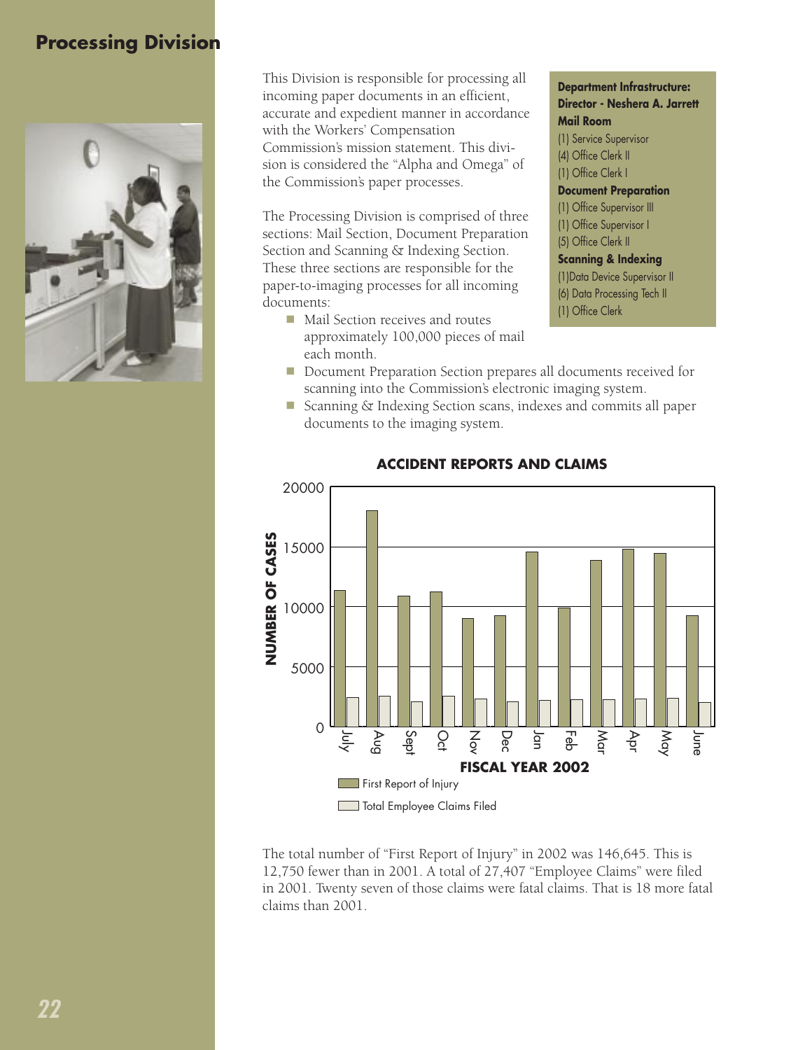# Processing Division

This Division is responsible for processing all incoming paper documents in an efficient, accurate and expedient manner in accordance with the Workers' Compensation Commission's mission statement. This division is considered the "Alpha and Omega" of the Commission's paper processes.

The Processing Division is comprised of three sections: Mail Section, Document Preparation Section and Scanning & Indexing Section. These three sections are responsible for the paper-to-imaging processes for all incoming documents:

- Mail Section receives and routes approximately 100,000 pieces of mail each month.
- Document Preparation Section prepares all documents received for scanning into the Commission's electronic imaging system.
- Scanning & Indexing Section scans, indexes and commits all paper documents to the imaging system.

**Department Infrastructure:**
**Director - Neshera A. Jarrett**

**Mail Room**
(1) Service Supervisor
(4) Office Clerk II
(1) Office Clerk I

**Document Preparation**
(1) Office Supervisor III
(1) Office Supervisor I
(5) Office Clerk II

**Scanning & Indexing**
(1)Data Device Supervisor II
(6) Data Processing Tech II
(1) Office Clerk

**ACCIDENT REPORTS AND CLAIMS**

NUMBER OF CASES (0–20000) by month, FISCAL YEAR 2002: July, Aug, Sept, Oct, Nov, Dec, Jan, Feb, Mar, Apr, May, June

Legend: First Report of Injury; Total Employee Claims Filed

The total number of "First Report of Injury" in 2002 was 146,645. This is 12,750 fewer than in 2001. A total of 27,407 "Employee Claims" were filed in 2001. Twenty seven of those claims were fatal claims. That is 18 more fatal claims than 2001.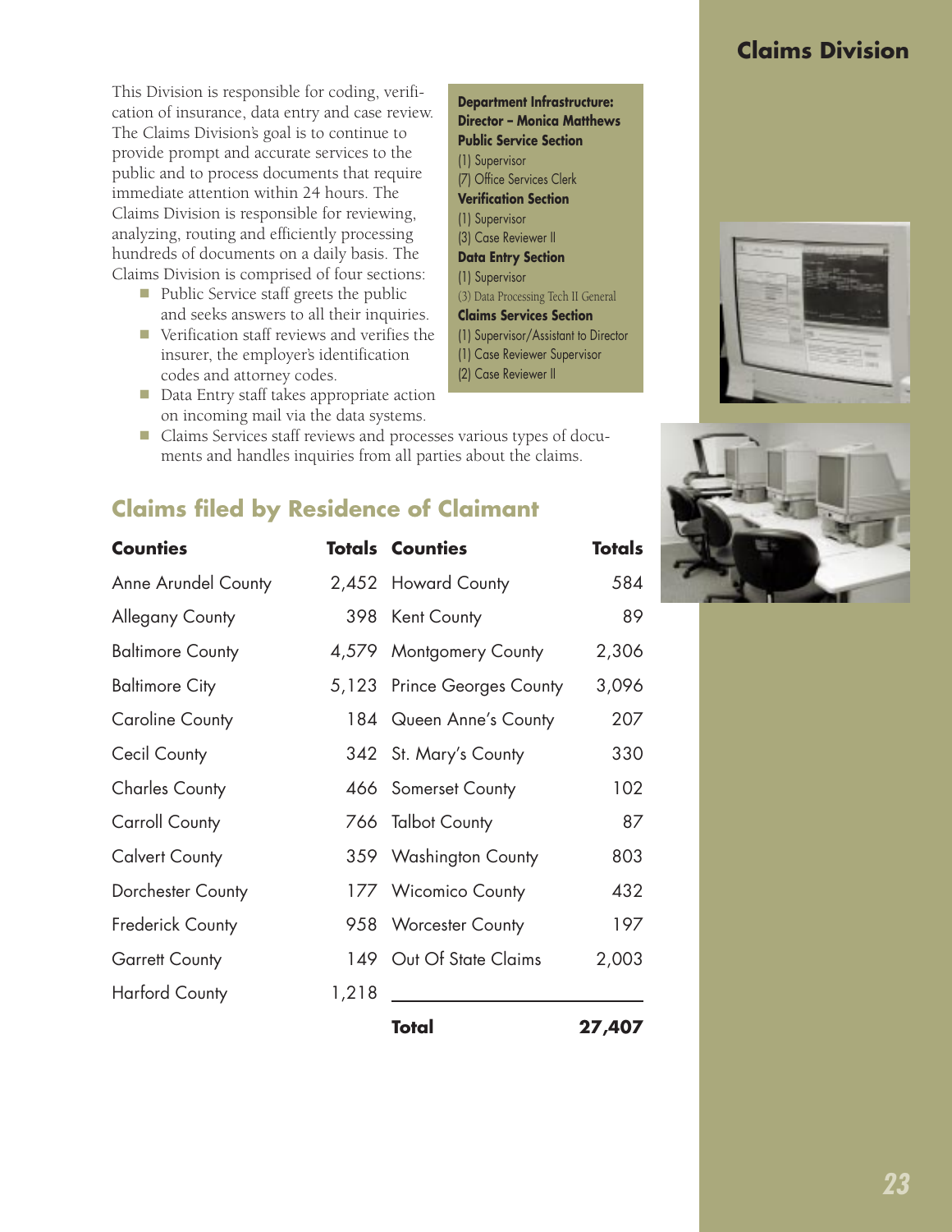# Claims Division

This Division is responsible for coding, verification of insurance, data entry and case review. The Claims Division's goal is to continue to provide prompt and accurate services to the public and to process documents that require immediate attention within 24 hours. The Claims Division is responsible for reviewing, analyzing, routing and efficiently processing hundreds of documents on a daily basis. The Claims Division is comprised of four sections:

- Public Service staff greets the public and seeks answers to all their inquiries.
- Verification staff reviews and verifies the insurer, the employer's identification codes and attorney codes.
- Data Entry staff takes appropriate action on incoming mail via the data systems.
- Claims Services staff reviews and processes various types of documents and handles inquiries from all parties about the claims.

**Department Infrastructure:**
**Director – Monica Matthews**

**Public Service Section**
(1) Supervisor
(7) Office Services Clerk

**Verification Section**
(1) Supervisor
(3) Case Reviewer II

**Data Entry Section**
(1) Supervisor
(3) Data Processing Tech II General

**Claims Services Section**
(1) Supervisor/Assistant to Director
(1) Case Reviewer Supervisor
(2) Case Reviewer II

## Claims filed by Residence of Claimant

| Counties | Totals | Counties | Totals |
|---|---|---|---|
| Anne Arundel County | 2,452 | Howard County | 584 |
| Allegany County | 398 | Kent County | 89 |
| Baltimore County | 4,579 | Montgomery County | 2,306 |
| Baltimore City | 5,123 | Prince Georges County | 3,096 |
| Caroline County | 184 | Queen Anne's County | 207 |
| Cecil County | 342 | St. Mary's County | 330 |
| Charles County | 466 | Somerset County | 102 |
| Carroll County | 766 | Talbot County | 87 |
| Calvert County | 359 | Washington County | 803 |
| Dorchester County | 177 | Wicomico County | 432 |
| Frederick County | 958 | Worcester County | 197 |
| Garrett County | 149 | Out Of State Claims | 2,003 |
| Harford County | 1,218 | | |
| | | **Total** | **27,407** |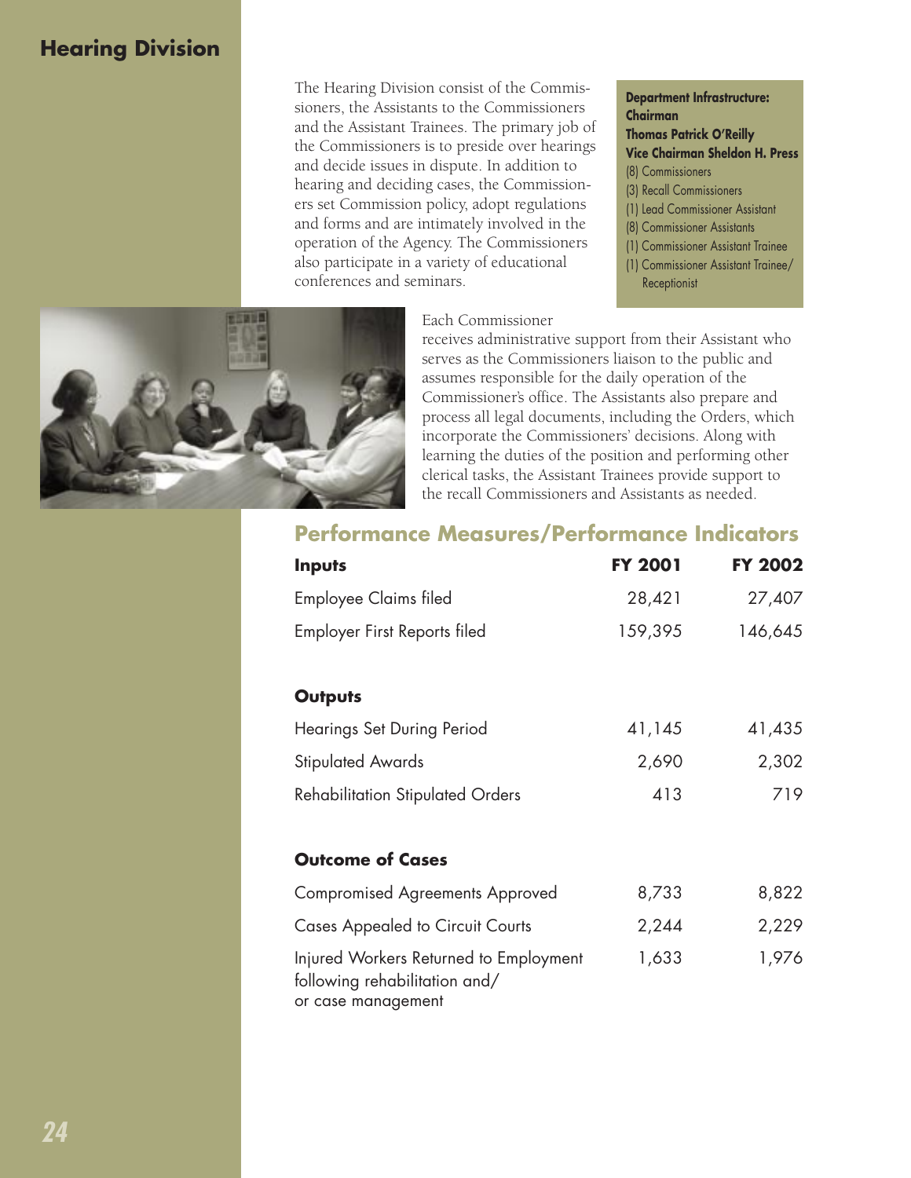# Hearing Division

The Hearing Division consist of the Commissioners, the Assistants to the Commissioners and the Assistant Trainees. The primary job of the Commissioners is to preside over hearings and decide issues in dispute. In addition to hearing and deciding cases, the Commissioners set Commission policy, adopt regulations and forms and are intimately involved in the operation of the Agency. The Commissioners also participate in a variety of educational conferences and seminars.

**Department Infrastructure:**
**Chairman**
**Thomas Patrick O'Reilly**
**Vice Chairman Sheldon H. Press**
(8) Commissioners
(3) Recall Commissioners
(1) Lead Commissioner Assistant
(8) Commissioner Assistants
(1) Commissioner Assistant Trainee
(1) Commissioner Assistant Trainee/ Receptionist

Each Commissioner receives administrative support from their Assistant who serves as the Commissioners liaison to the public and assumes responsible for the daily operation of the Commissioner's office. The Assistants also prepare and process all legal documents, including the Orders, which incorporate the Commissioners' decisions. Along with learning the duties of the position and performing other clerical tasks, the Assistant Trainees provide support to the recall Commissioners and Assistants as needed.

## Performance Measures/Performance Indicators

| Inputs | FY 2001 | FY 2002 |
|---|---|---|
| Employee Claims filed | 28,421 | 27,407 |
| Employer First Reports filed | 159,395 | 146,645 |
| **Outputs** | | |
| Hearings Set During Period | 41,145 | 41,435 |
| Stipulated Awards | 2,690 | 2,302 |
| Rehabilitation Stipulated Orders | 413 | 719 |
| **Outcome of Cases** | | |
| Compromised Agreements Approved | 8,733 | 8,822 |
| Cases Appealed to Circuit Courts | 2,244 | 2,229 |
| Injured Workers Returned to Employment following rehabilitation and/ or case management | 1,633 | 1,976 |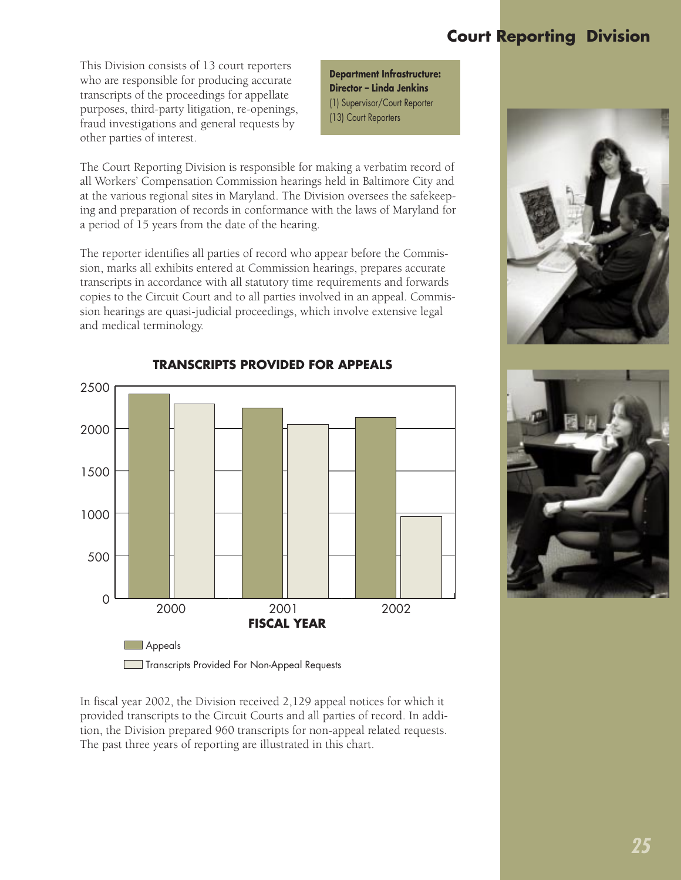# Court Reporting Division

This Division consists of 13 court reporters who are responsible for producing accurate transcripts of the proceedings for appellate purposes, third-party litigation, re-openings, fraud investigations and general requests by other parties of interest.

**Department Infrastructure:**
**Director – Linda Jenkins**
(1) Supervisor/Court Reporter
(13) Court Reporters

The Court Reporting Division is responsible for making a verbatim record of all Workers' Compensation Commission hearings held in Baltimore City and at the various regional sites in Maryland. The Division oversees the safekeeping and preparation of records in conformance with the laws of Maryland for a period of 15 years from the date of the hearing.

The reporter identifies all parties of record who appear before the Commission, marks all exhibits entered at Commission hearings, prepares accurate transcripts in accordance with all statutory time requirements and forwards copies to the Circuit Court and to all parties involved in an appeal. Commission hearings are quasi-judicial proceedings, which involve extensive legal and medical terminology.

**TRANSCRIPTS PROVIDED FOR APPEALS**

**FISCAL YEAR**

Appeals

Transcripts Provided For Non-Appeal Requests

In fiscal year 2002, the Division received 2,129 appeal notices for which it provided transcripts to the Circuit Courts and all parties of record. In addition, the Division prepared 960 transcripts for non-appeal related requests. The past three years of reporting are illustrated in this chart.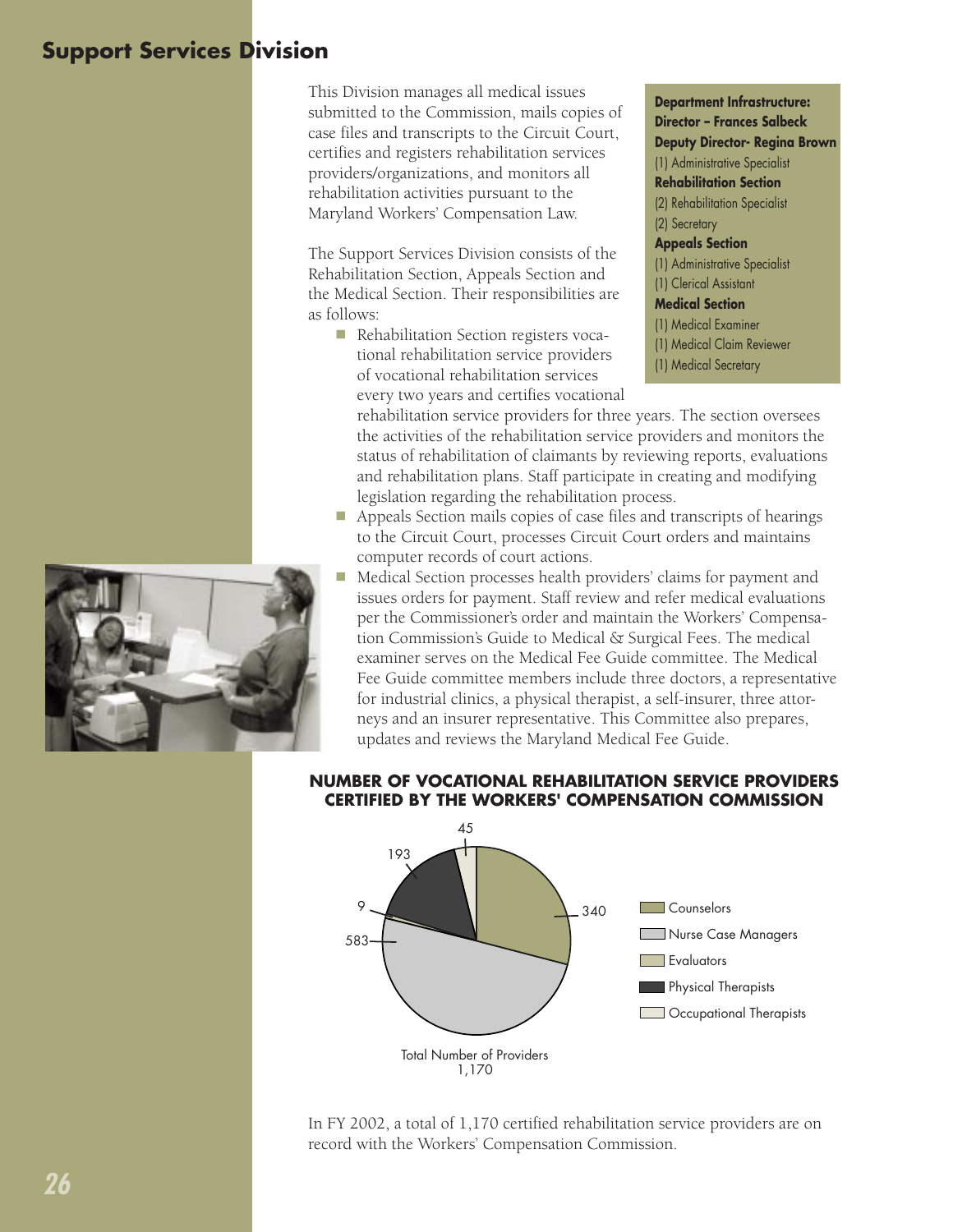## Support Services Division

This Division manages all medical issues submitted to the Commission, mails copies of case files and transcripts to the Circuit Court, certifies and registers rehabilitation services providers/organizations, and monitors all rehabilitation activities pursuant to the Maryland Workers' Compensation Law.

The Support Services Division consists of the Rehabilitation Section, Appeals Section and the Medical Section. Their responsibilities are as follows:

- Rehabilitation Section registers vocational rehabilitation service providers of vocational rehabilitation services every two years and certifies vocational rehabilitation service providers for three years. The section oversees the activities of the rehabilitation service providers and monitors the status of rehabilitation of claimants by reviewing reports, evaluations and rehabilitation plans. Staff participate in creating and modifying legislation regarding the rehabilitation process.
- Appeals Section mails copies of case files and transcripts of hearings to the Circuit Court, processes Circuit Court orders and maintains computer records of court actions.
- Medical Section processes health providers' claims for payment and issues orders for payment. Staff review and refer medical evaluations per the Commissioner's order and maintain the Workers' Compensation Commission's Guide to Medical & Surgical Fees. The medical examiner serves on the Medical Fee Guide committee. The Medical Fee Guide committee members include three doctors, a representative for industrial clinics, a physical therapist, a self-insurer, three attorneys and an insurer representative. This Committee also prepares, updates and reviews the Maryland Medical Fee Guide.

**Department Infrastructure:**
**Director – Frances Salbeck**
**Deputy Director- Regina Brown**
(1) Administrative Specialist
**Rehabilitation Section**
(2) Rehabilitation Specialist
(2) Secretary
**Appeals Section**
(1) Administrative Specialist
(1) Clerical Assistant
**Medical Section**
(1) Medical Examiner
(1) Medical Claim Reviewer
(1) Medical Secretary

**NUMBER OF VOCATIONAL REHABILITATION SERVICE PROVIDERS CERTIFIED BY THE WORKERS' COMPENSATION COMMISSION**

| Provider Type | Number |
| --- | --- |
| Counselors | 340 |
| Nurse Case Managers | 583 |
| Evaluators | 9 |
| Physical Therapists | 193 |
| Occupational Therapists | 45 |

Total Number of Providers 1,170

In FY 2002, a total of 1,170 certified rehabilitation service providers are on record with the Workers' Compensation Commission.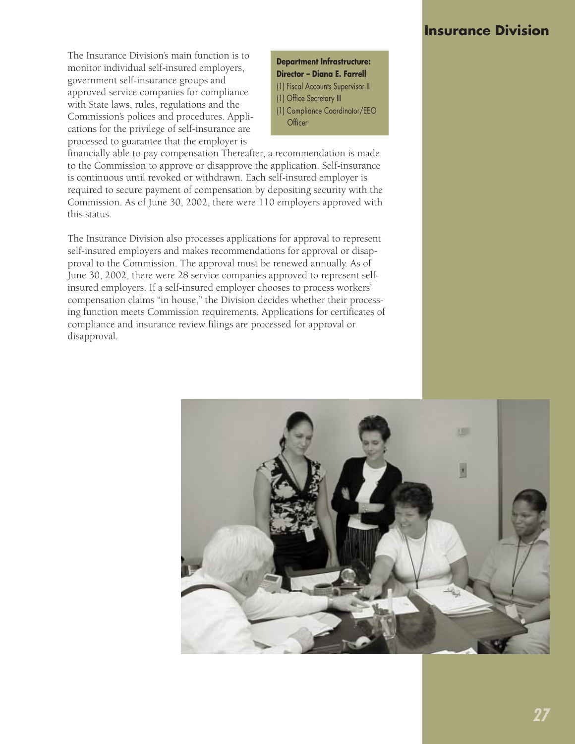# Insurance Division

The Insurance Division's main function is to monitor individual self-insured employers, government self-insurance groups and approved service companies for compliance with State laws, rules, regulations and the Commission's polices and procedures. Applications for the privilege of self-insurance are processed to guarantee that the employer is financially able to pay compensation Thereafter, a recommendation is made to the Commission to approve or disapprove the application. Self-insurance is continuous until revoked or withdrawn. Each self-insured employer is required to secure payment of compensation by depositing security with the Commission. As of June 30, 2002, there were 110 employers approved with this status.

**Department Infrastructure:**
**Director – Diana E. Farrell**
(1) Fiscal Accounts Supervisor II
(1) Office Secretary III
(1) Compliance Coordinator/EEO Officer

The Insurance Division also processes applications for approval to represent self-insured employers and makes recommendations for approval or disapproval to the Commission. The approval must be renewed annually. As of June 30, 2002, there were 28 service companies approved to represent self-insured employers. If a self-insured employer chooses to process workers' compensation claims "in house," the Division decides whether their processing function meets Commission requirements. Applications for certificates of compliance and insurance review filings are processed for approval or disapproval.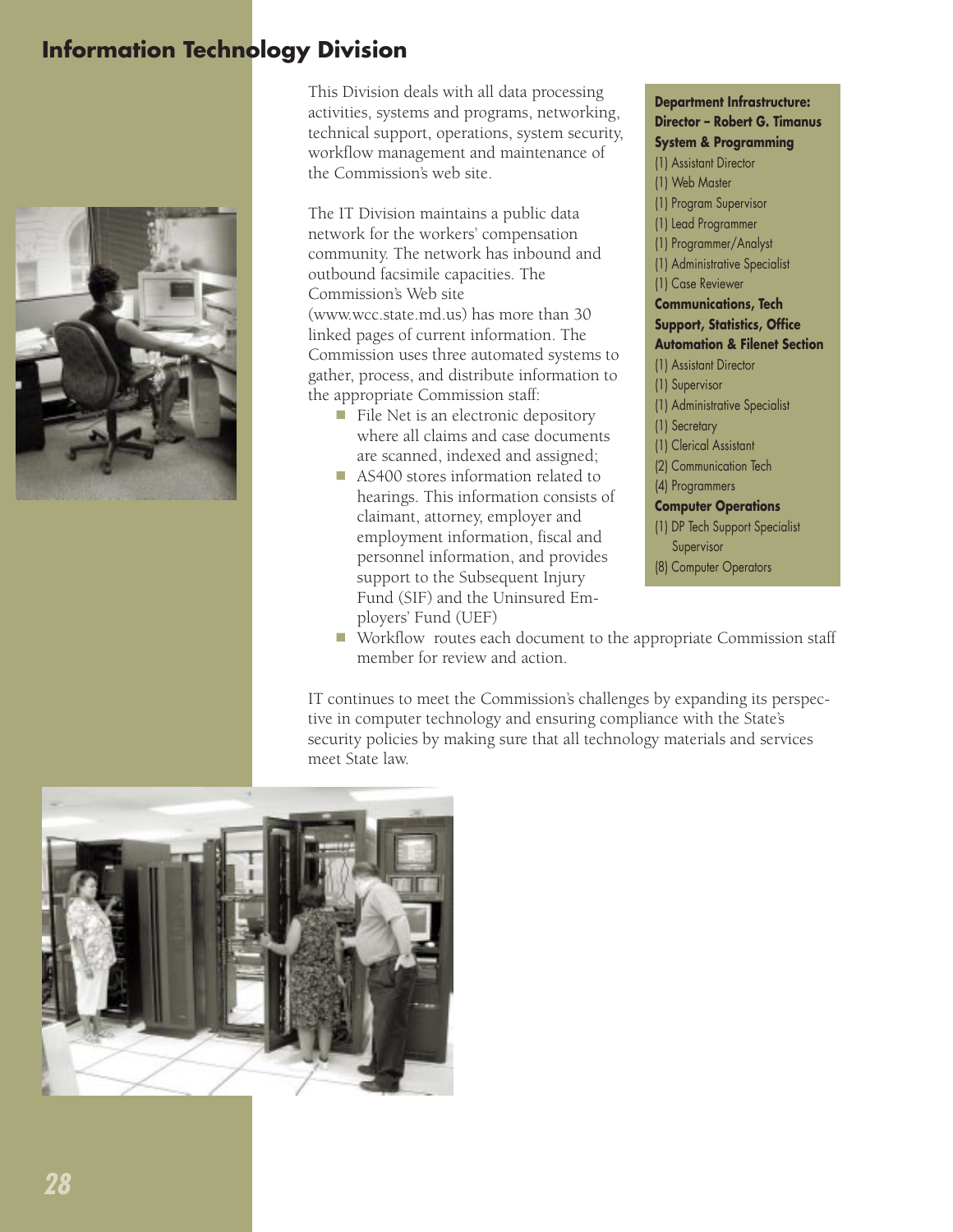# Information Technology Division

This Division deals with all data processing activities, systems and programs, networking, technical support, operations, system security, workflow management and maintenance of the Commission's web site.

The IT Division maintains a public data network for the workers' compensation community. The network has inbound and outbound facsimile capacities. The Commission's Web site (www.wcc.state.md.us) has more than 30 linked pages of current information. The Commission uses three automated systems to gather, process, and distribute information to the appropriate Commission staff:

- File Net is an electronic depository where all claims and case documents are scanned, indexed and assigned;
- AS400 stores information related to hearings. This information consists of claimant, attorney, employer and employment information, fiscal and personnel information, and provides support to the Subsequent Injury Fund (SIF) and the Uninsured Employers' Fund (UEF)
- Workflow routes each document to the appropriate Commission staff member for review and action.

IT continues to meet the Commission's challenges by expanding its perspective in computer technology and ensuring compliance with the State's security policies by making sure that all technology materials and services meet State law.

**Department Infrastructure:**
**Director – Robert G. Timanus**

**System & Programming**
(1) Assistant Director
(1) Web Master
(1) Program Supervisor
(1) Lead Programmer
(1) Programmer/Analyst
(1) Administrative Specialist
(1) Case Reviewer

**Communications, Tech Support, Statistics, Office Automation & Filenet Section**
(1) Assistant Director
(1) Supervisor
(1) Administrative Specialist
(1) Secretary
(1) Clerical Assistant
(2) Communication Tech
(4) Programmers

**Computer Operations**
(1) DP Tech Support Specialist Supervisor
(8) Computer Operators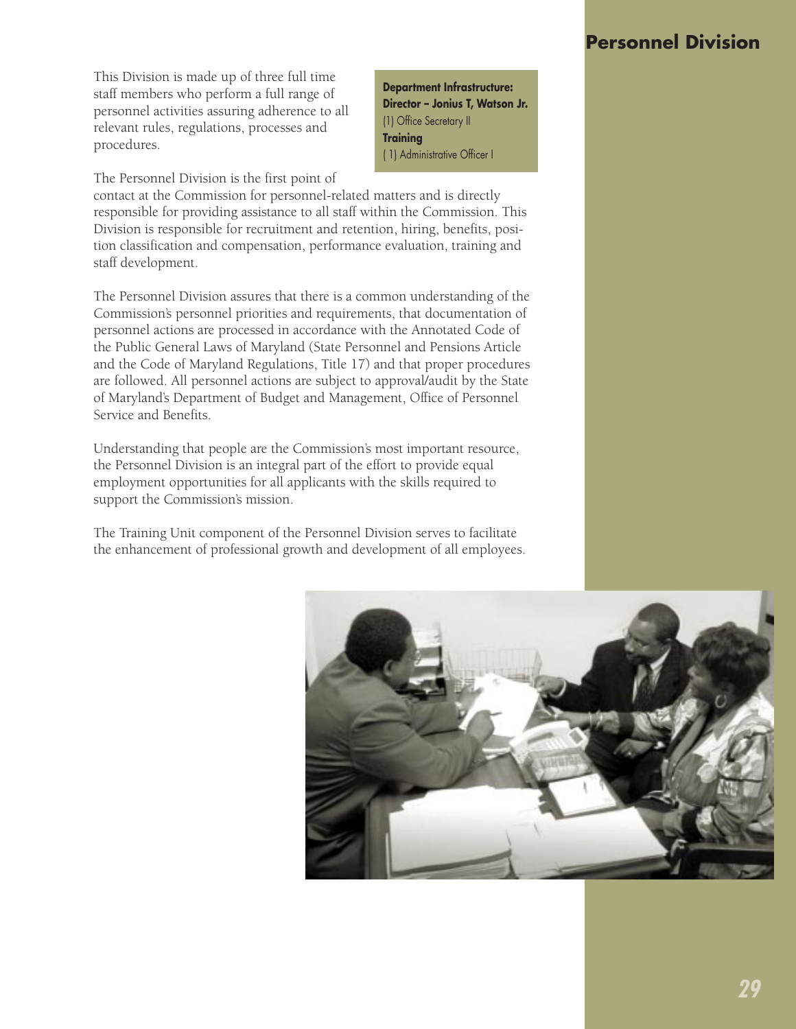# Personnel Division

This Division is made up of three full time staff members who perform a full range of personnel activities assuring adherence to all relevant rules, regulations, processes and procedures.

**Department Infrastructure:**
**Director – Jonius T, Watson Jr.**
(1) Office Secretary II
**Training**
( 1) Administrative Officer I

The Personnel Division is the first point of contact at the Commission for personnel-related matters and is directly responsible for providing assistance to all staff within the Commission. This Division is responsible for recruitment and retention, hiring, benefits, position classification and compensation, performance evaluation, training and staff development.

The Personnel Division assures that there is a common understanding of the Commission's personnel priorities and requirements, that documentation of personnel actions are processed in accordance with the Annotated Code of the Public General Laws of Maryland (State Personnel and Pensions Article and the Code of Maryland Regulations, Title 17) and that proper procedures are followed. All personnel actions are subject to approval/audit by the State of Maryland's Department of Budget and Management, Office of Personnel Service and Benefits.

Understanding that people are the Commission's most important resource, the Personnel Division is an integral part of the effort to provide equal employment opportunities for all applicants with the skills required to support the Commission's mission.

The Training Unit component of the Personnel Division serves to facilitate the enhancement of professional growth and development of all employees.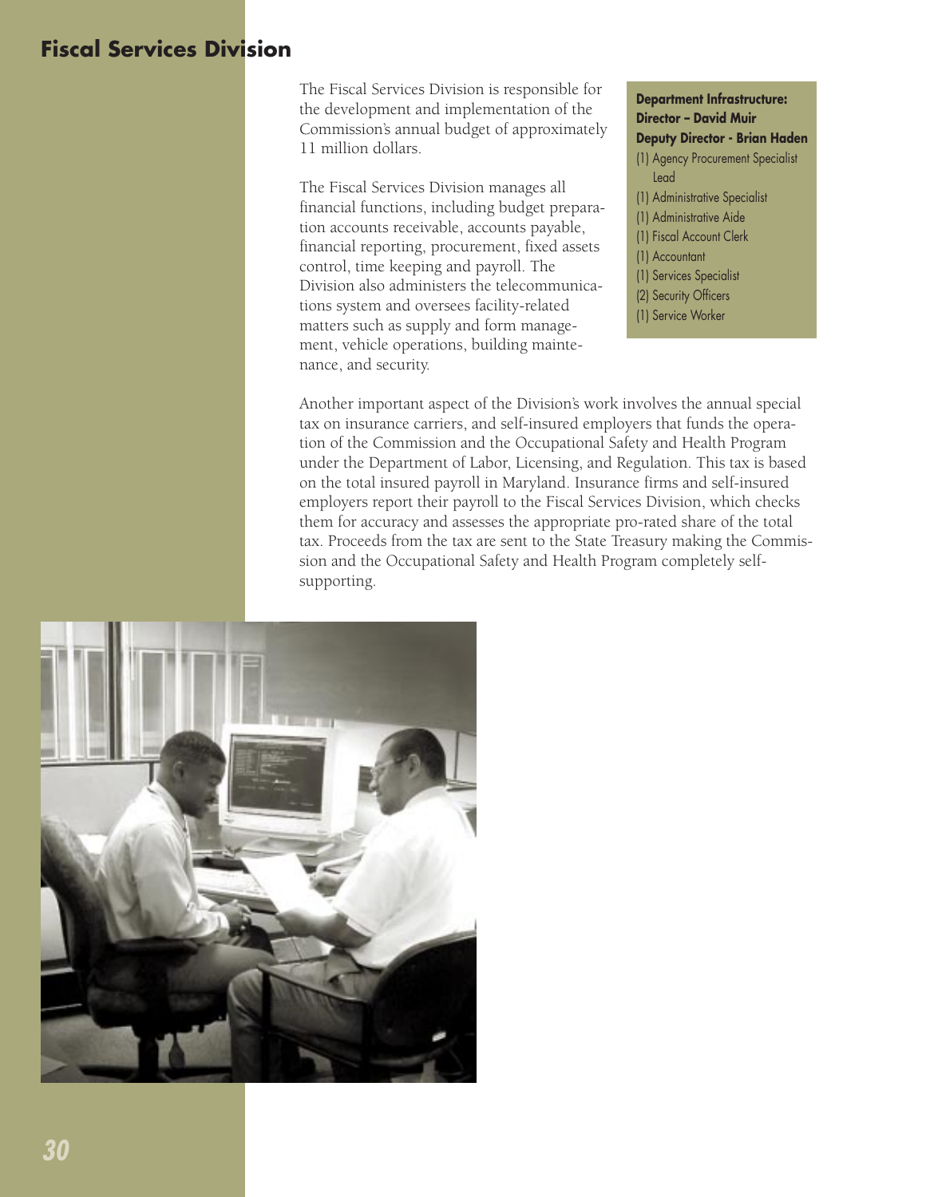# Fiscal Services Division

The Fiscal Services Division is responsible for the development and implementation of the Commission's annual budget of approximately 11 million dollars.

The Fiscal Services Division manages all financial functions, including budget preparation accounts receivable, accounts payable, financial reporting, procurement, fixed assets control, time keeping and payroll. The Division also administers the telecommunications system and oversees facility-related matters such as supply and form management, vehicle operations, building maintenance, and security.

**Department Infrastructure:**
**Director – David Muir**
**Deputy Director - Brian Haden**

- (1) Agency Procurement Specialist Lead
- (1) Administrative Specialist
- (1) Administrative Aide
- (1) Fiscal Account Clerk
- (1) Accountant
- (1) Services Specialist
- (2) Security Officers
- (1) Service Worker

Another important aspect of the Division's work involves the annual special tax on insurance carriers, and self-insured employers that funds the operation of the Commission and the Occupational Safety and Health Program under the Department of Labor, Licensing, and Regulation. This tax is based on the total insured payroll in Maryland. Insurance firms and self-insured employers report their payroll to the Fiscal Services Division, which checks them for accuracy and assesses the appropriate pro-rated share of the total tax. Proceeds from the tax are sent to the State Treasury making the Commission and the Occupational Safety and Health Program completely self-supporting.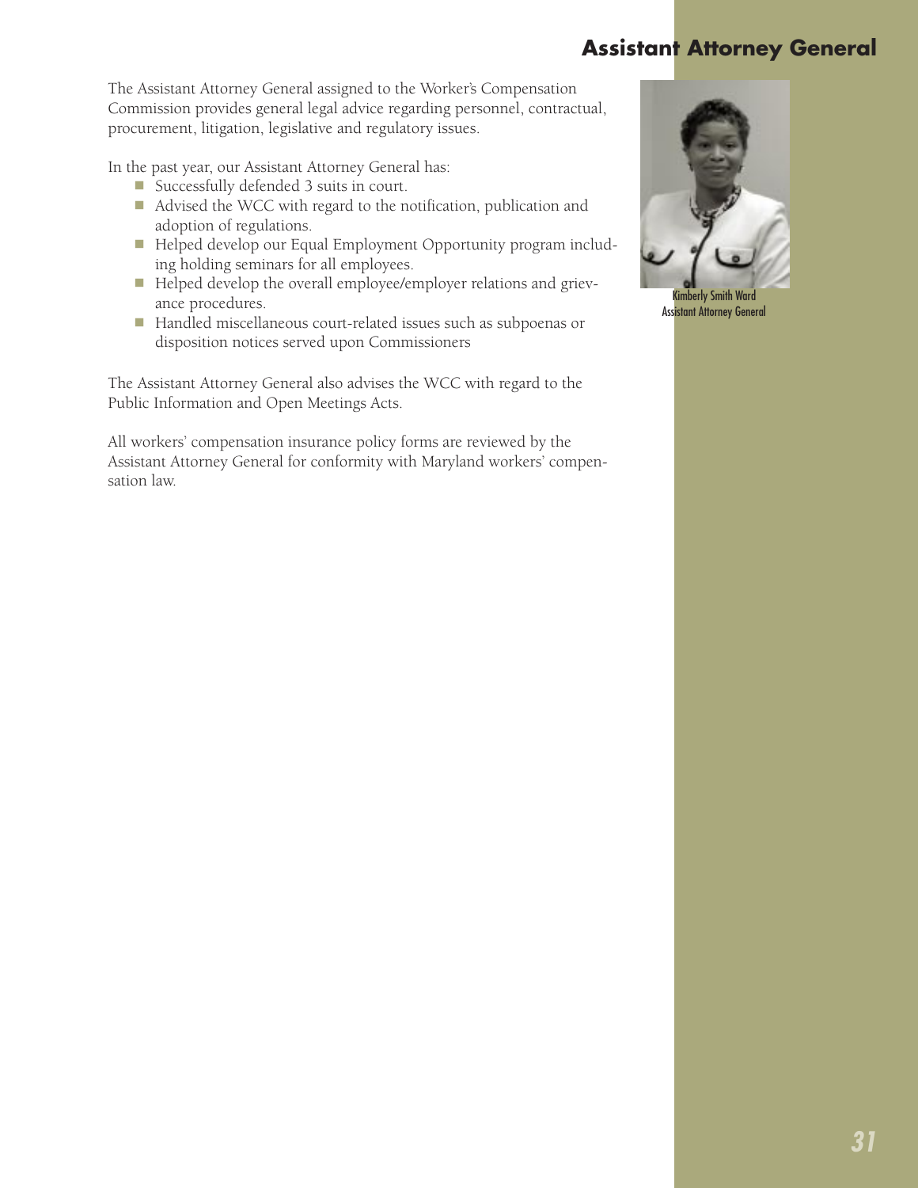# Assistant Attorney General

The Assistant Attorney General assigned to the Worker's Compensation Commission provides general legal advice regarding personnel, contractual, procurement, litigation, legislative and regulatory issues.

In the past year, our Assistant Attorney General has:

- Successfully defended 3 suits in court.
- Advised the WCC with regard to the notification, publication and adoption of regulations.
- Helped develop our Equal Employment Opportunity program including holding seminars for all employees.
- Helped develop the overall employee/employer relations and grievance procedures.
- Handled miscellaneous court-related issues such as subpoenas or disposition notices served upon Commissioners

The Assistant Attorney General also advises the WCC with regard to the Public Information and Open Meetings Acts.

All workers' compensation insurance policy forms are reviewed by the Assistant Attorney General for conformity with Maryland workers' compensation law.

Kimberly Smith Ward
Assistant Attorney General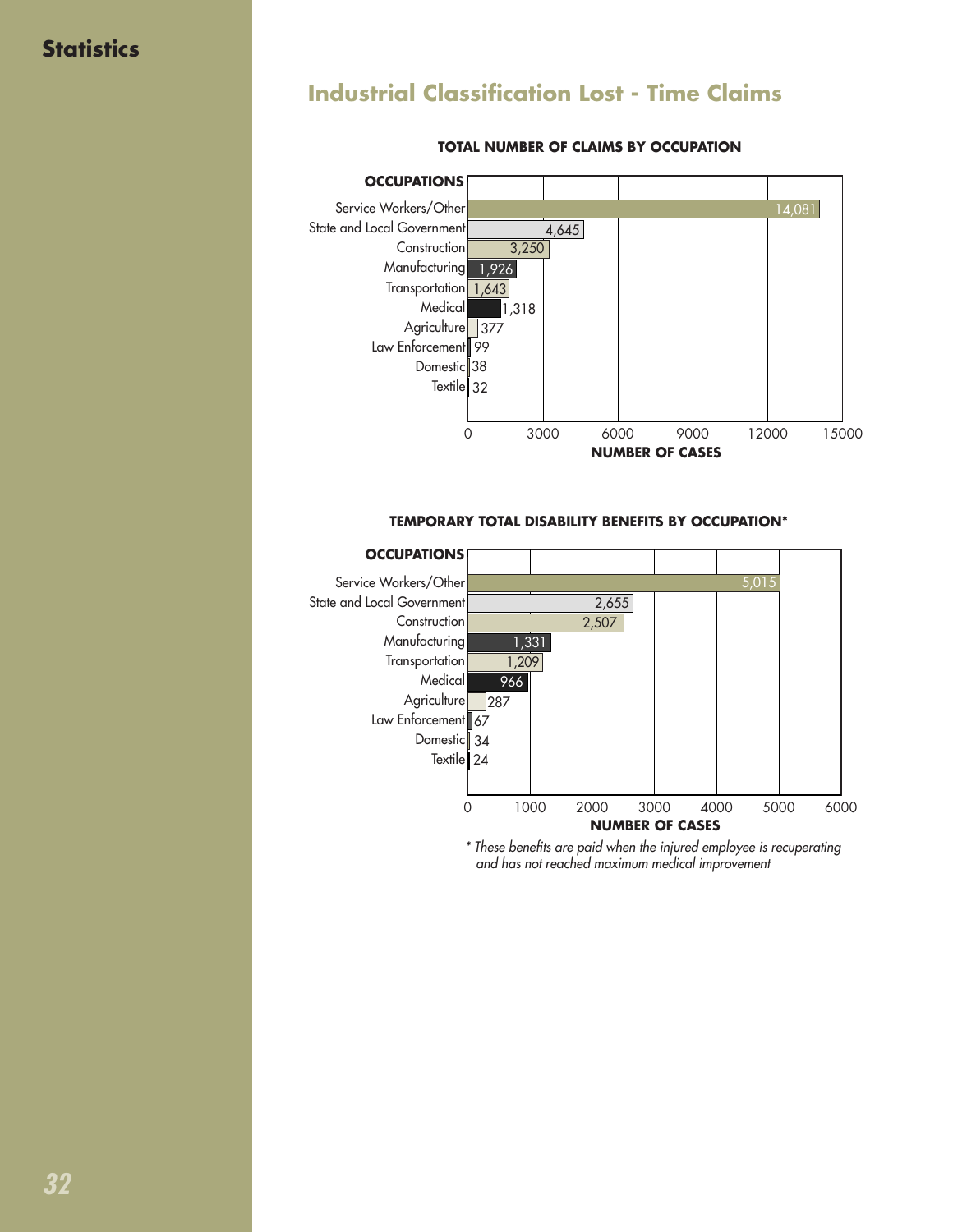## Statistics

# Industrial Classification Lost - Time Claims

**TOTAL NUMBER OF CLAIMS BY OCCUPATION**

| OCCUPATIONS | NUMBER OF CASES |
|---|---|
| Service Workers/Other | 14,081 |
| State and Local Government | 4,645 |
| Construction | 3,250 |
| Manufacturing | 1,926 |
| Transportation | 1,643 |
| Medical | 1,318 |
| Agriculture | 377 |
| Law Enforcement | 99 |
| Domestic | 38 |
| Textile | 32 |

**TEMPORARY TOTAL DISABILITY BENEFITS BY OCCUPATION***

| OCCUPATIONS | NUMBER OF CASES |
|---|---|
| Service Workers/Other | 5,015 |
| State and Local Government | 2,655 |
| Construction | 2,507 |
| Manufacturing | 1,331 |
| Transportation | 1,209 |
| Medical | 966 |
| Agriculture | 287 |
| Law Enforcement | 67 |
| Domestic | 34 |
| Textile | 24 |

*\* These benefits are paid when the injured employee is recuperating and has not reached maximum medical improvement*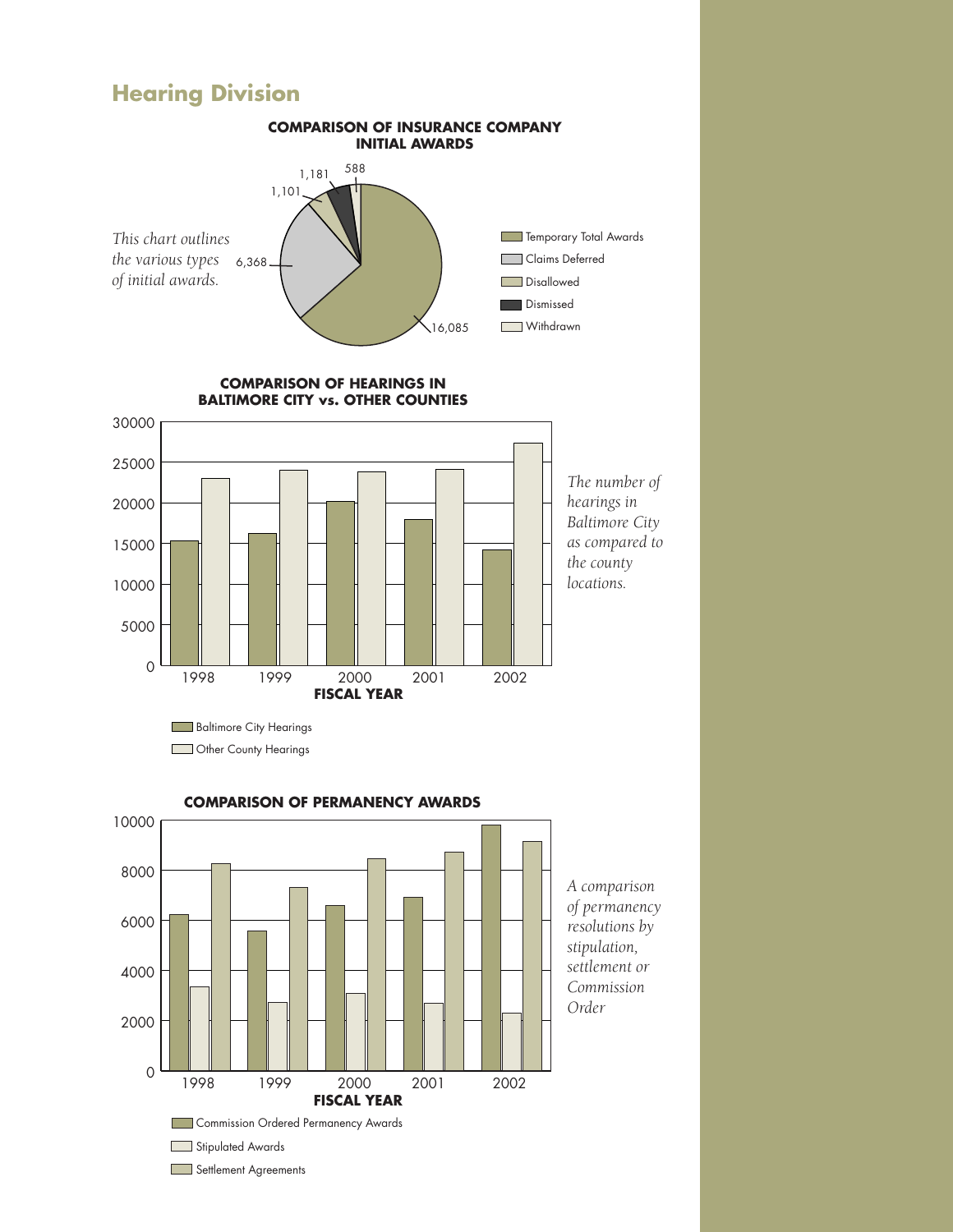## Hearing Division

**COMPARISON OF INSURANCE COMPANY INITIAL AWARDS**

*This chart outlines the various types of initial awards.*

| Type | Count |
|---|---|
| Temporary Total Awards | 16,085 |
| Claims Deferred | 6,368 |
| Disallowed | 1,101 |
| Dismissed | 1,181 |
| Withdrawn | 588 |

**COMPARISON OF HEARINGS IN BALTIMORE CITY vs. OTHER COUNTIES**

*The number of hearings in Baltimore City as compared to the county locations.*

FISCAL YEAR: 1998, 1999, 2000, 2001, 2002

- Baltimore City Hearings
- Other County Hearings

**COMPARISON OF PERMANENCY AWARDS**

*A comparison of permanency resolutions by stipulation, settlement or Commission Order*

FISCAL YEAR: 1998, 1999, 2000, 2001, 2002

- Commission Ordered Permanency Awards
- Stipulated Awards
- Settlement Agreements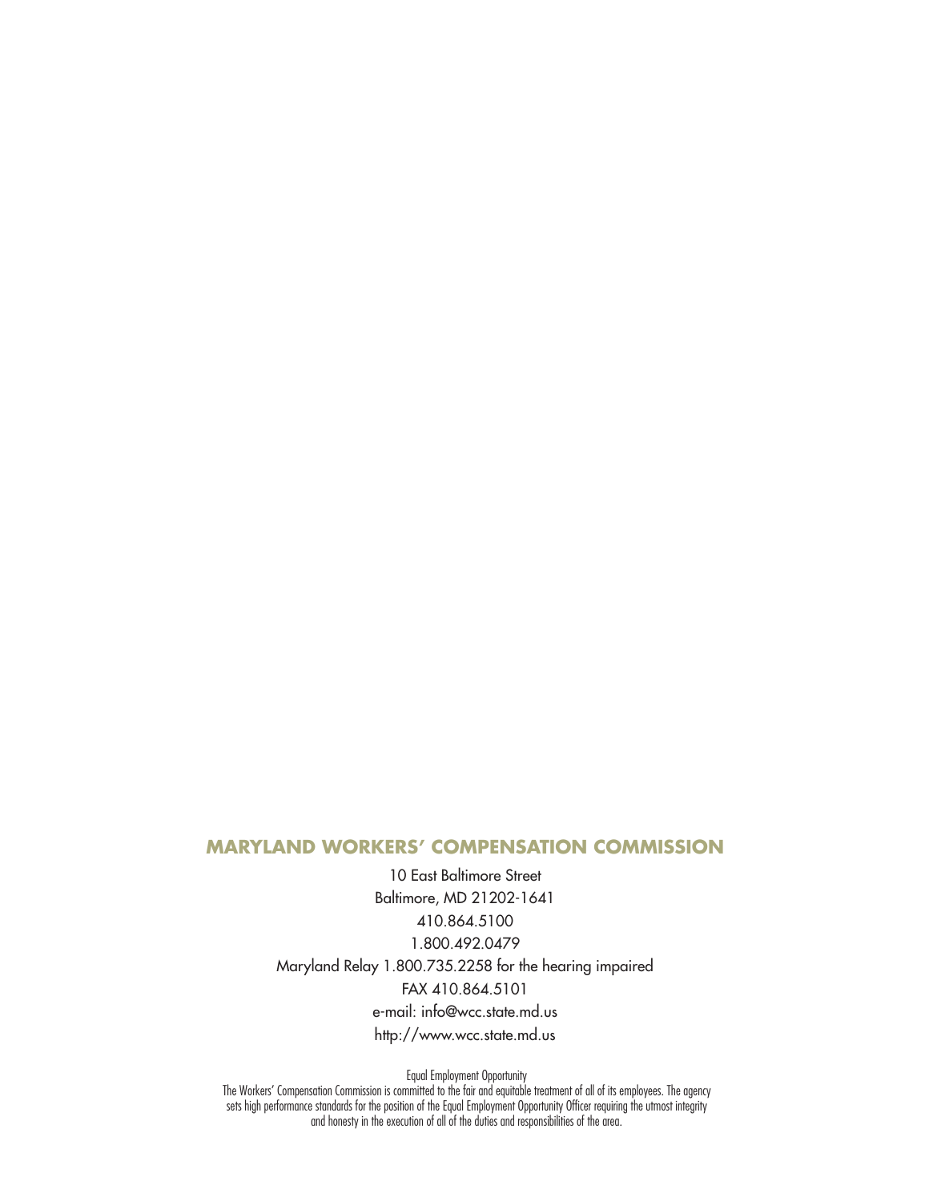## MARYLAND WORKERS' COMPENSATION COMMISSION

10 East Baltimore Street
Baltimore, MD 21202-1641
410.864.5100
1.800.492.0479
Maryland Relay 1.800.735.2258 for the hearing impaired
FAX 410.864.5101
e-mail: info@wcc.state.md.us
http://www.wcc.state.md.us

Equal Employment Opportunity

The Workers' Compensation Commission is committed to the fair and equitable treatment of all of its employees. The agency sets high performance standards for the position of the Equal Employment Opportunity Officer requiring the utmost integrity and honesty in the execution of all of the duties and responsibilities of the area.